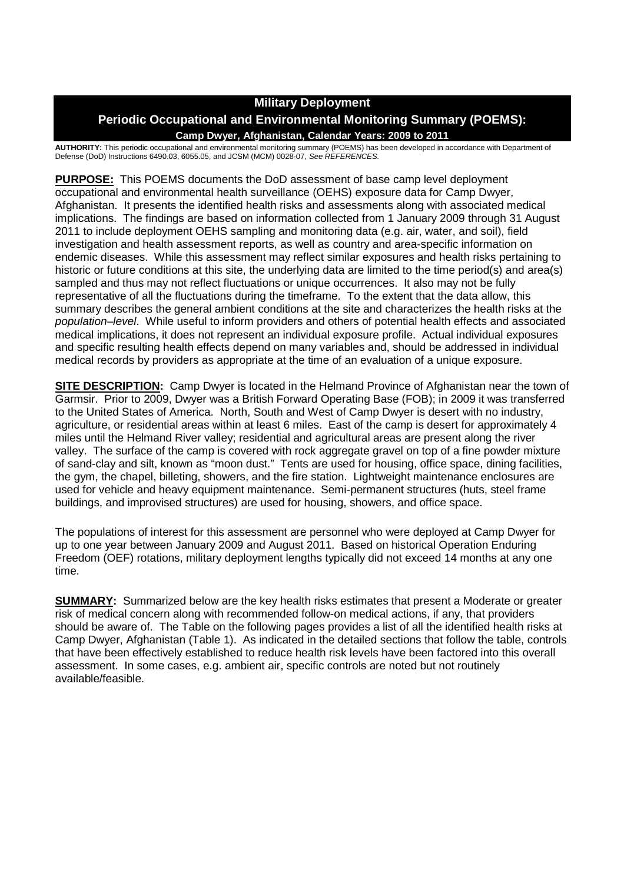# Military Deployment

## Periodic Occupational and Environmental Monitoring Summary (POEMS):

### Camp Dwyer, Afghanistan, Calendar Years: 2009 to 2011

**AUTHORITY:** This periodic occupational and environmental monitoring summary (POEMS) has been developed in accordance with Department of Defense (DoD) Instructions 6490.03, 6055.05, and JCSM (MCM) 0028-07, *See REFERENCES.*

**PURPOSE:** This POEMS documents the DoD assessment of base camp level deployment occupational and environmental health surveillance (OEHS) exposure data for Camp Dwyer, Afghanistan. It presents the identified health risks and assessments along with associated medical implications. The findings are based on information collected from 1 January 2009 through 31 August 2011 to include deployment OEHS sampling and monitoring data (e.g. air, water, and soil), field investigation and health assessment reports, as well as country and area-specific information on endemic diseases. While this assessment may reflect similar exposures and health risks pertaining to historic or future conditions at this site, the underlying data are limited to the time period(s) and area(s) sampled and thus may not reflect fluctuations or unique occurrences. It also may not be fully representative of all the fluctuations during the timeframe. To the extent that the data allow, this summary describes the general ambient conditions at the site and characterizes the health risks at the *population–level*. While useful to inform providers and others of potential health effects and associated medical implications, it does not represent an individual exposure profile. Actual individual exposures and specific resulting health effects depend on many variables and, should be addressed in individual medical records by providers as appropriate at the time of an evaluation of a unique exposure.

**SITE DESCRIPTION:** Camp Dwyer is located in the Helmand Province of Afghanistan near the town of Garmsir. Prior to 2009, Dwyer was a British Forward Operating Base (FOB); in 2009 it was transferred to the United States of America. North, South and West of Camp Dwyer is desert with no industry, agriculture, or residential areas within at least 6 miles. East of the camp is desert for approximately 4 miles until the Helmand River valley; residential and agricultural areas are present along the river valley. The surface of the camp is covered with rock aggregate gravel on top of a fine powder mixture of sand-clay and silt, known as "moon dust." Tents are used for housing, office space, dining facilities, the gym, the chapel, billeting, showers, and the fire station. Lightweight maintenance enclosures are used for vehicle and heavy equipment maintenance. Semi-permanent structures (huts, steel frame buildings, and improvised structures) are used for housing, showers, and office space.

The populations of interest for this assessment are personnel who were deployed at Camp Dwyer for up to one year between January 2009 and August 2011. Based on historical Operation Enduring Freedom (OEF) rotations, military deployment lengths typically did not exceed 14 months at any one time.

**SUMMARY:** Summarized below are the key health risks estimates that present a Moderate or greater risk of medical concern along with recommended follow-on medical actions, if any, that providers should be aware of. The Table on the following pages provides a list of all the identified health risks at Camp Dwyer, Afghanistan (Table 1). As indicated in the detailed sections that follow the table, controls that have been effectively established to reduce health risk levels have been factored into this overall assessment. In some cases, e.g. ambient air, specific controls are noted but not routinely available/feasible.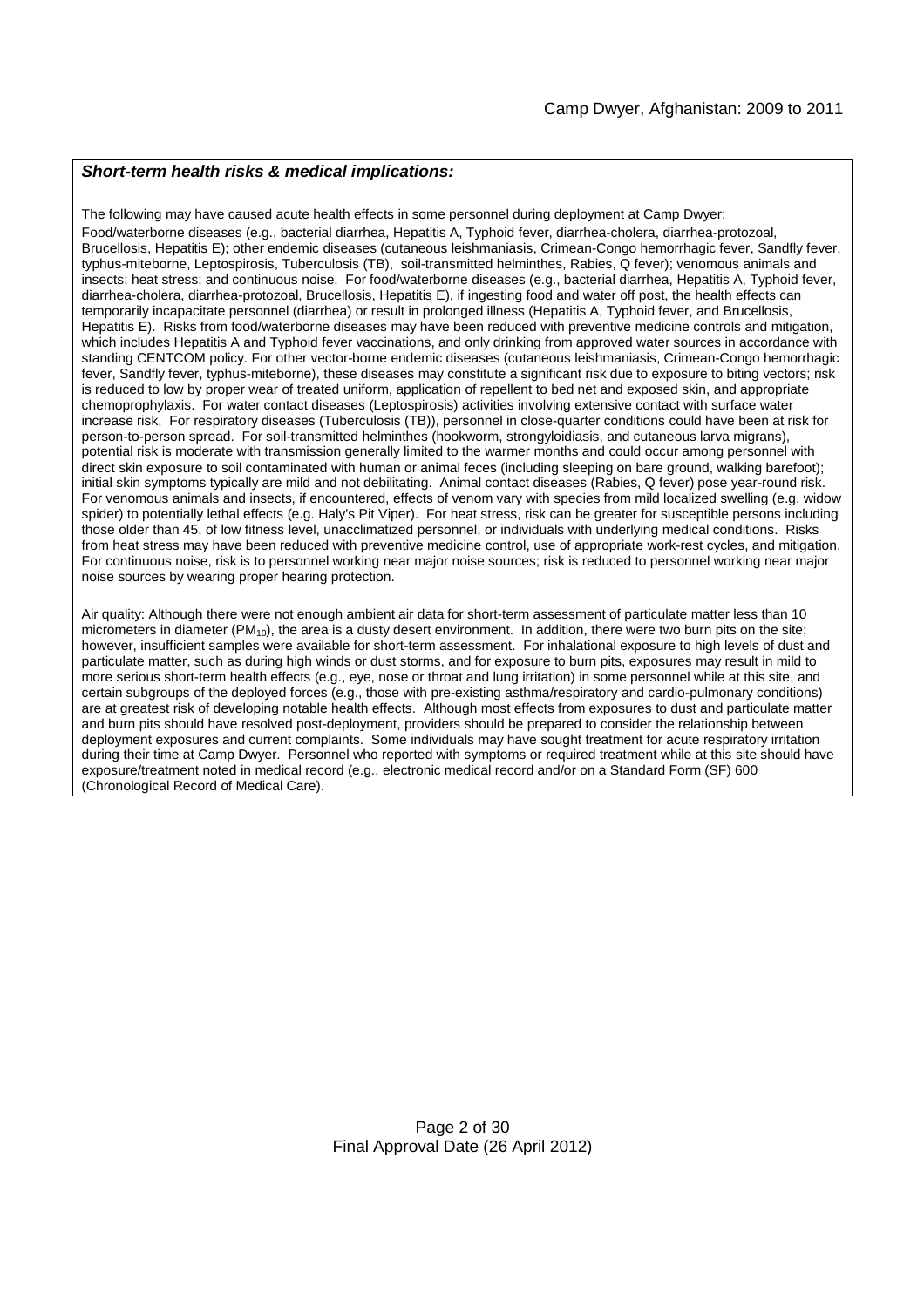***Short-term health risks & medical implications:***

The following may have caused acute health effects in some personnel during deployment at Camp Dwyer: Food/waterborne diseases (e.g., bacterial diarrhea, Hepatitis A, Typhoid fever, diarrhea-cholera, diarrhea-protozoal, Brucellosis, Hepatitis E); other endemic diseases (cutaneous leishmaniasis, Crimean-Congo hemorrhagic fever, Sandfly fever, typhus-miteborne, Leptospirosis, Tuberculosis (TB), soil-transmitted helminthes, Rabies, Q fever); venomous animals and insects; heat stress; and continuous noise. For food/waterborne diseases (e.g., bacterial diarrhea, Hepatitis A, Typhoid fever, diarrhea-cholera, diarrhea-protozoal, Brucellosis, Hepatitis E), if ingesting food and water off post, the health effects can temporarily incapacitate personnel (diarrhea) or result in prolonged illness (Hepatitis A, Typhoid fever, and Brucellosis, Hepatitis E). Risks from food/waterborne diseases may have been reduced with preventive medicine controls and mitigation, which includes Hepatitis A and Typhoid fever vaccinations, and only drinking from approved water sources in accordance with standing CENTCOM policy. For other vector-borne endemic diseases (cutaneous leishmaniasis, Crimean-Congo hemorrhagic fever, Sandfly fever, typhus-miteborne), these diseases may constitute a significant risk due to exposure to biting vectors; risk is reduced to low by proper wear of treated uniform, application of repellent to bed net and exposed skin, and appropriate chemoprophylaxis. For water contact diseases (Leptospirosis) activities involving extensive contact with surface water increase risk. For respiratory diseases (Tuberculosis (TB)), personnel in close-quarter conditions could have been at risk for person-to-person spread. For soil-transmitted helminthes (hookworm, strongyloidiasis, and cutaneous larva migrans), potential risk is moderate with transmission generally limited to the warmer months and could occur among personnel with direct skin exposure to soil contaminated with human or animal feces (including sleeping on bare ground, walking barefoot); initial skin symptoms typically are mild and not debilitating. Animal contact diseases (Rabies, Q fever) pose year-round risk. For venomous animals and insects, if encountered, effects of venom vary with species from mild localized swelling (e.g. widow spider) to potentially lethal effects (e.g. Haly's Pit Viper). For heat stress, risk can be greater for susceptible persons including those older than 45, of low fitness level, unacclimatized personnel, or individuals with underlying medical conditions. Risks from heat stress may have been reduced with preventive medicine control, use of appropriate work-rest cycles, and mitigation. For continuous noise, risk is to personnel working near major noise sources; risk is reduced to personnel working near major noise sources by wearing proper hearing protection.

Air quality: Although there were not enough ambient air data for short-term assessment of particulate matter less than 10 micrometers in diameter ($PM_{10}$), the area is a dusty desert environment. In addition, there were two burn pits on the site; however, insufficient samples were available for short-term assessment. For inhalational exposure to high levels of dust and particulate matter, such as during high winds or dust storms, and for exposure to burn pits, exposures may result in mild to more serious short-term health effects (e.g., eye, nose or throat and lung irritation) in some personnel while at this site, and certain subgroups of the deployed forces (e.g., those with pre-existing asthma/respiratory and cardio-pulmonary conditions) are at greatest risk of developing notable health effects. Although most effects from exposures to dust and particulate matter and burn pits should have resolved post-deployment, providers should be prepared to consider the relationship between deployment exposures and current complaints. Some individuals may have sought treatment for acute respiratory irritation during their time at Camp Dwyer. Personnel who reported with symptoms or required treatment while at this site should have exposure/treatment noted in medical record (e.g., electronic medical record and/or on a Standard Form (SF) 600 (Chronological Record of Medical Care).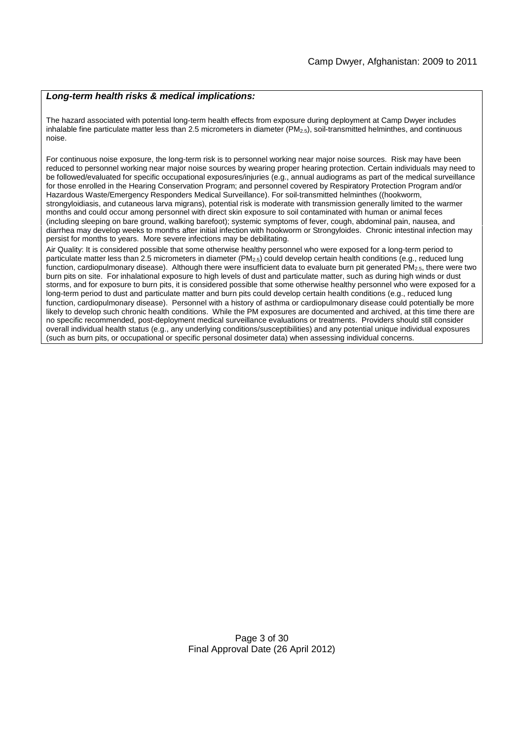***Long-term health risks & medical implications:***

The hazard associated with potential long-term health effects from exposure during deployment at Camp Dwyer includes inhalable fine particulate matter less than 2.5 micrometers in diameter ($PM_{2.5}$), soil-transmitted helminthes, and continuous noise.

For continuous noise exposure, the long-term risk is to personnel working near major noise sources. Risk may have been reduced to personnel working near major noise sources by wearing proper hearing protection. Certain individuals may need to be followed/evaluated for specific occupational exposures/injuries (e.g., annual audiograms as part of the medical surveillance for those enrolled in the Hearing Conservation Program; and personnel covered by Respiratory Protection Program and/or Hazardous Waste/Emergency Responders Medical Surveillance). For soil-transmitted helminthes ((hookworm, strongyloidiasis, and cutaneous larva migrans), potential risk is moderate with transmission generally limited to the warmer months and could occur among personnel with direct skin exposure to soil contaminated with human or animal feces (including sleeping on bare ground, walking barefoot); systemic symptoms of fever, cough, abdominal pain, nausea, and diarrhea may develop weeks to months after initial infection with hookworm or Strongyloides. Chronic intestinal infection may persist for months to years. More severe infections may be debilitating.

Air Quality: It is considered possible that some otherwise healthy personnel who were exposed for a long-term period to particulate matter less than 2.5 micrometers in diameter ($PM_{2.5}$) could develop certain health conditions (e.g., reduced lung function, cardiopulmonary disease). Although there were insufficient data to evaluate burn pit generated $PM_{2.5}$, there were two burn pits on site. For inhalational exposure to high levels of dust and particulate matter, such as during high winds or dust storms, and for exposure to burn pits, it is considered possible that some otherwise healthy personnel who were exposed for a long-term period to dust and particulate matter and burn pits could develop certain health conditions (e.g., reduced lung function, cardiopulmonary disease). Personnel with a history of asthma or cardiopulmonary disease could potentially be more likely to develop such chronic health conditions. While the PM exposures are documented and archived, at this time there are no specific recommended, post-deployment medical surveillance evaluations or treatments. Providers should still consider overall individual health status (e.g., any underlying conditions/susceptibilities) and any potential unique individual exposures (such as burn pits, or occupational or specific personal dosimeter data) when assessing individual concerns.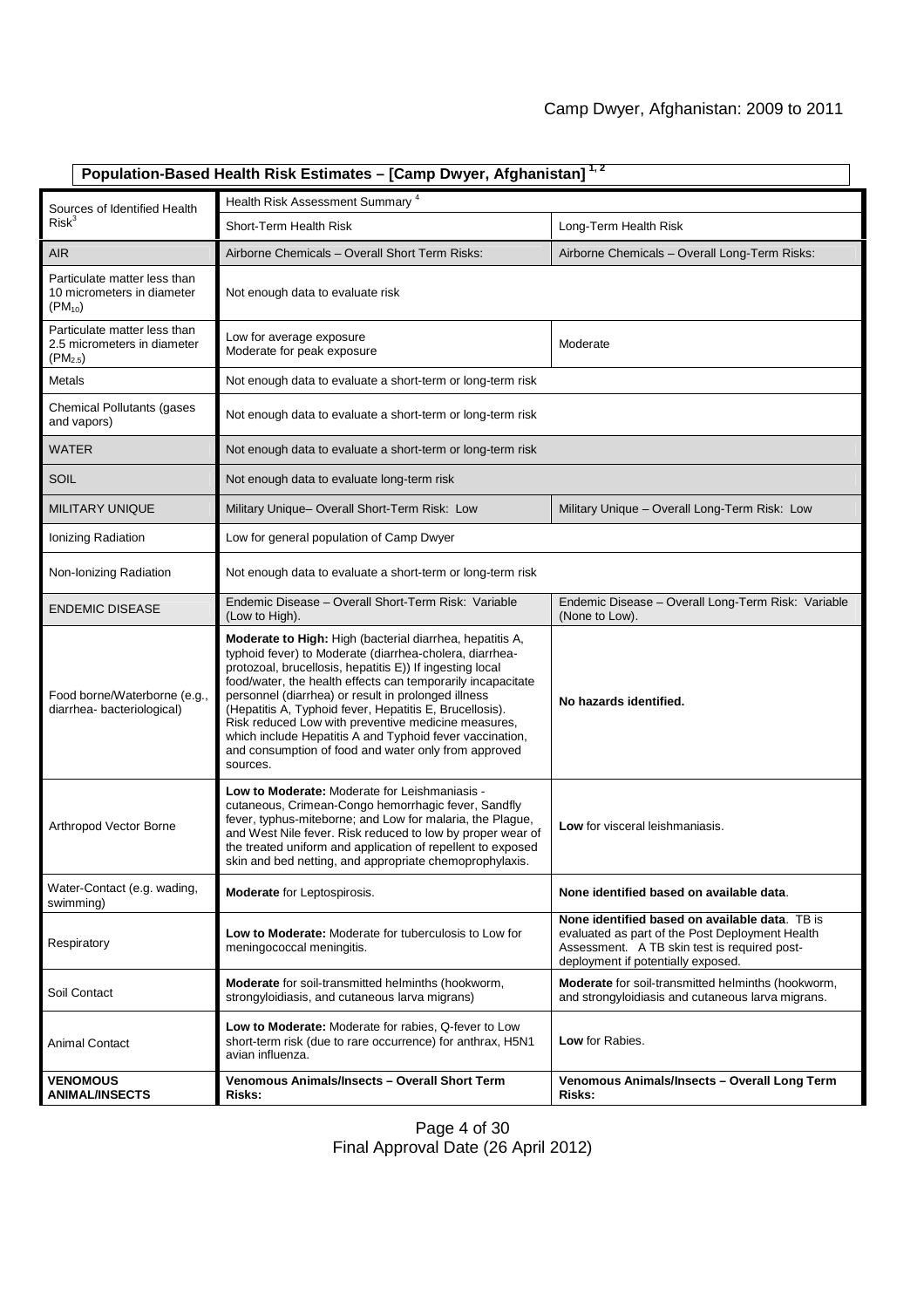## Population-Based Health Risk Estimates – [Camp Dwyer, Afghanistan] [1, 2]

| Sources of Identified Health Risk[3] | Health Risk Assessment Summary [4] | |
|---|---|---|
| | Short-Term Health Risk | Long-Term Health Risk |
| AIR | Airborne Chemicals – Overall Short Term Risks: | Airborne Chemicals – Overall Long-Term Risks: |
| Particulate matter less than 10 micrometers in diameter ($PM_{10}$) | Not enough data to evaluate risk | |
| Particulate matter less than 2.5 micrometers in diameter ($PM_{2.5}$) | Low for average exposure<br>Moderate for peak exposure | Moderate |
| Metals | Not enough data to evaluate a short-term or long-term risk | |
| Chemical Pollutants (gases and vapors) | Not enough data to evaluate a short-term or long-term risk | |
| WATER | Not enough data to evaluate a short-term or long-term risk | |
| SOIL | Not enough data to evaluate long-term risk | |
| MILITARY UNIQUE | Military Unique– Overall Short-Term Risk: Low | Military Unique – Overall Long-Term Risk: Low |
| Ionizing Radiation | Low for general population of Camp Dwyer | |
| Non-Ionizing Radiation | Not enough data to evaluate a short-term or long-term risk | |
| ENDEMIC DISEASE | Endemic Disease – Overall Short-Term Risk: Variable (Low to High). | Endemic Disease – Overall Long-Term Risk: Variable (None to Low). |
| Food borne/Waterborne (e.g., diarrhea- bacteriological) | **Moderate to High:** High (bacterial diarrhea, hepatitis A, typhoid fever) to Moderate (diarrhea-cholera, diarrhea-protozoal, brucellosis, hepatitis E)) If ingesting local food/water, the health effects can temporarily incapacitate personnel (diarrhea) or result in prolonged illness (Hepatitis A, Typhoid fever, Hepatitis E, Brucellosis). Risk reduced Low with preventive medicine measures, which include Hepatitis A and Typhoid fever vaccination, and consumption of food and water only from approved sources. | **No hazards identified.** |
| Arthropod Vector Borne | **Low to Moderate:** Moderate for Leishmaniasis - cutaneous, Crimean-Congo hemorrhagic fever, Sandfly fever, typhus-miteborne; and Low for malaria, the Plague, and West Nile fever. Risk reduced to low by proper wear of the treated uniform and application of repellent to exposed skin and bed netting, and appropriate chemoprophylaxis. | **Low** for visceral leishmaniasis. |
| Water-Contact (e.g. wading, swimming) | **Moderate** for Leptospirosis. | **None identified based on available data**. |
| Respiratory | **Low to Moderate:** Moderate for tuberculosis to Low for meningococcal meningitis. | **None identified based on available data**. TB is evaluated as part of the Post Deployment Health Assessment. A TB skin test is required post-deployment if potentially exposed. |
| Soil Contact | **Moderate** for soil-transmitted helminths (hookworm, strongyloidiasis, and cutaneous larva migrans) | **Moderate** for soil-transmitted helminths (hookworm, and strongyloidiasis and cutaneous larva migrans. |
| Animal Contact | **Low to Moderate:** Moderate for rabies, Q-fever to Low short-term risk (due to rare occurrence) for anthrax, H5N1 avian influenza. | **Low** for Rabies. |
| **VENOMOUS ANIMAL/INSECTS** | **Venomous Animals/Insects – Overall Short Term Risks:** | **Venomous Animals/Insects – Overall Long Term Risks:** |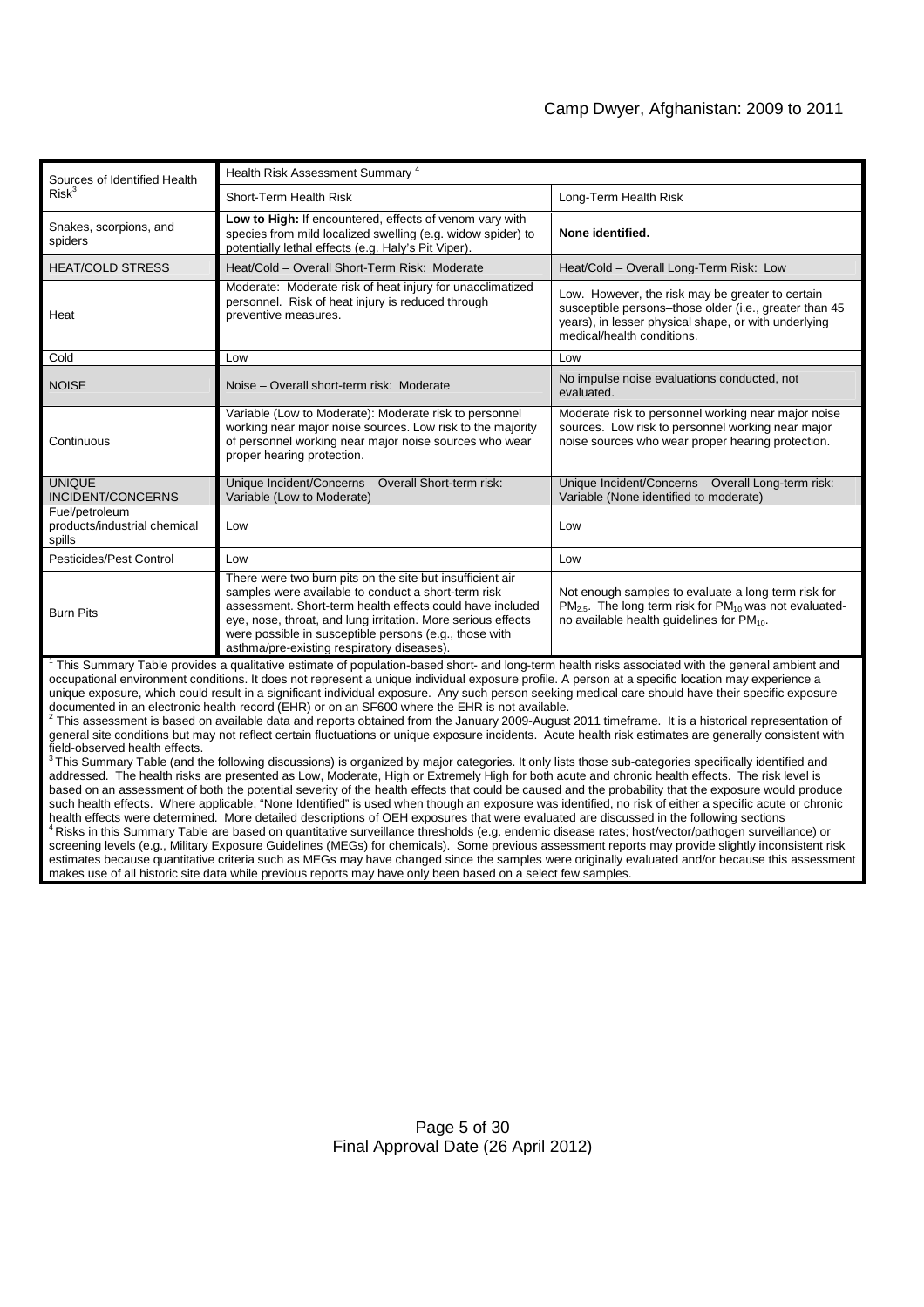| Sources of Identified Health Risk[3] | Health Risk Assessment Summary [4] | |
|---|---|---|
| | Short-Term Health Risk | Long-Term Health Risk |
| Snakes, scorpions, and spiders | **Low to High:** If encountered, effects of venom vary with species from mild localized swelling (e.g. widow spider) to potentially lethal effects (e.g. Haly's Pit Viper). | **None identified.** |
| HEAT/COLD STRESS | Heat/Cold – Overall Short-Term Risk: Moderate | Heat/Cold – Overall Long-Term Risk: Low |
| Heat | Moderate: Moderate risk of heat injury for unacclimatized personnel. Risk of heat injury is reduced through preventive measures. | Low. However, the risk may be greater to certain susceptible persons–those older (i.e., greater than 45 years), in lesser physical shape, or with underlying medical/health conditions. |
| Cold | Low | Low |
| NOISE | Noise – Overall short-term risk: Moderate | No impulse noise evaluations conducted, not evaluated. |
| Continuous | Variable (Low to Moderate): Moderate risk to personnel working near major noise sources. Low risk to the majority of personnel working near major noise sources who wear proper hearing protection. | Moderate risk to personnel working near major noise sources. Low risk to personnel working near major noise sources who wear proper hearing protection. |
| UNIQUE INCIDENT/CONCERNS | Unique Incident/Concerns – Overall Short-term risk: Variable (Low to Moderate) | Unique Incident/Concerns – Overall Long-term risk: Variable (None identified to moderate) |
| Fuel/petroleum products/industrial chemical spills | Low | Low |
| Pesticides/Pest Control | Low | Low |
| Burn Pits | There were two burn pits on the site but insufficient air samples were available to conduct a short-term risk assessment. Short-term health effects could have included eye, nose, throat, and lung irritation. More serious effects were possible in susceptible persons (e.g., those with asthma/pre-existing respiratory diseases). | Not enough samples to evaluate a long term risk for $PM_{2.5}$. The long term risk for $PM_{10}$ was not evaluated- no available health guidelines for $PM_{10}$. |

[1] This Summary Table provides a qualitative estimate of population-based short- and long-term health risks associated with the general ambient and occupational environment conditions. It does not represent a unique individual exposure profile. A person at a specific location may experience a unique exposure, which could result in a significant individual exposure. Any such person seeking medical care should have their specific exposure documented in an electronic health record (EHR) or on an SF600 where the EHR is not available.

[2] This assessment is based on available data and reports obtained from the January 2009-August 2011 timeframe. It is a historical representation of general site conditions but may not reflect certain fluctuations or unique exposure incidents. Acute health risk estimates are generally consistent with field-observed health effects.

[3] This Summary Table (and the following discussions) is organized by major categories. It only lists those sub-categories specifically identified and addressed. The health risks are presented as Low, Moderate, High or Extremely High for both acute and chronic health effects. The risk level is based on an assessment of both the potential severity of the health effects that could be caused and the probability that the exposure would produce such health effects. Where applicable, "None Identified" is used when though an exposure was identified, no risk of either a specific acute or chronic health effects were determined. More detailed descriptions of OEH exposures that were evaluated are discussed in the following sections

[4] Risks in this Summary Table are based on quantitative surveillance thresholds (e.g. endemic disease rates; host/vector/pathogen surveillance) or screening levels (e.g., Military Exposure Guidelines (MEGs) for chemicals). Some previous assessment reports may provide slightly inconsistent risk estimates because quantitative criteria such as MEGs may have changed since the samples were originally evaluated and/or because this assessment makes use of all historic site data while previous reports may have only been based on a select few samples.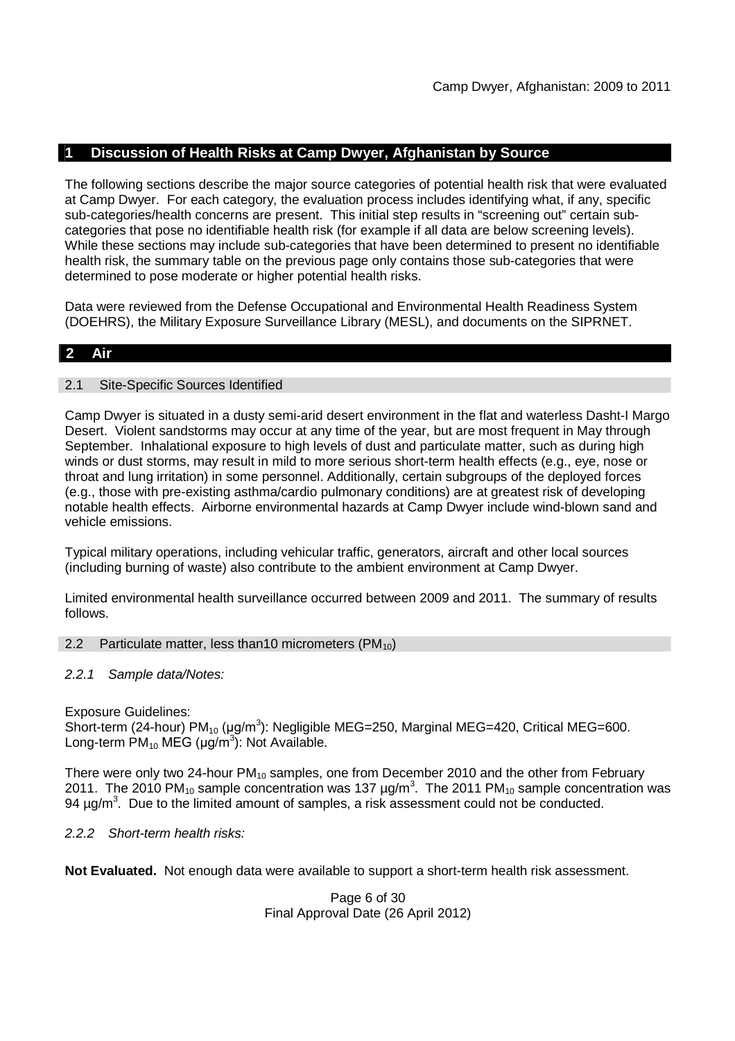## 1 Discussion of Health Risks at Camp Dwyer, Afghanistan by Source

The following sections describe the major source categories of potential health risk that were evaluated at Camp Dwyer. For each category, the evaluation process includes identifying what, if any, specific sub-categories/health concerns are present. This initial step results in "screening out" certain sub-categories that pose no identifiable health risk (for example if all data are below screening levels). While these sections may include sub-categories that have been determined to present no identifiable health risk, the summary table on the previous page only contains those sub-categories that were determined to pose moderate or higher potential health risks.

Data were reviewed from the Defense Occupational and Environmental Health Readiness System (DOEHRS), the Military Exposure Surveillance Library (MESL), and documents on the SIPRNET.

## 2 Air

### 2.1 Site-Specific Sources Identified

Camp Dwyer is situated in a dusty semi-arid desert environment in the flat and waterless Dasht-I Margo Desert. Violent sandstorms may occur at any time of the year, but are most frequent in May through September. Inhalational exposure to high levels of dust and particulate matter, such as during high winds or dust storms, may result in mild to more serious short-term health effects (e.g., eye, nose or throat and lung irritation) in some personnel. Additionally, certain subgroups of the deployed forces (e.g., those with pre-existing asthma/cardio pulmonary conditions) are at greatest risk of developing notable health effects. Airborne environmental hazards at Camp Dwyer include wind-blown sand and vehicle emissions.

Typical military operations, including vehicular traffic, generators, aircraft and other local sources (including burning of waste) also contribute to the ambient environment at Camp Dwyer.

Limited environmental health surveillance occurred between 2009 and 2011. The summary of results follows.

### 2.2 Particulate matter, less than10 micrometers ($PM_{10}$)

#### *2.2.1 Sample data/Notes:*

Exposure Guidelines:
Short-term (24-hour) $PM_{10}$ ($\mu g/m^3$): Negligible MEG=250, Marginal MEG=420, Critical MEG=600.
Long-term $PM_{10}$ MEG ($\mu g/m^3$): Not Available.

There were only two 24-hour $PM_{10}$ samples, one from December 2010 and the other from February 2011. The 2010 $PM_{10}$ sample concentration was 137 $\mu g/m^3$. The 2011 $PM_{10}$ sample concentration was 94 $\mu g/m^3$. Due to the limited amount of samples, a risk assessment could not be conducted.

#### *2.2.2 Short-term health risks:*

**Not Evaluated.** Not enough data were available to support a short-term health risk assessment.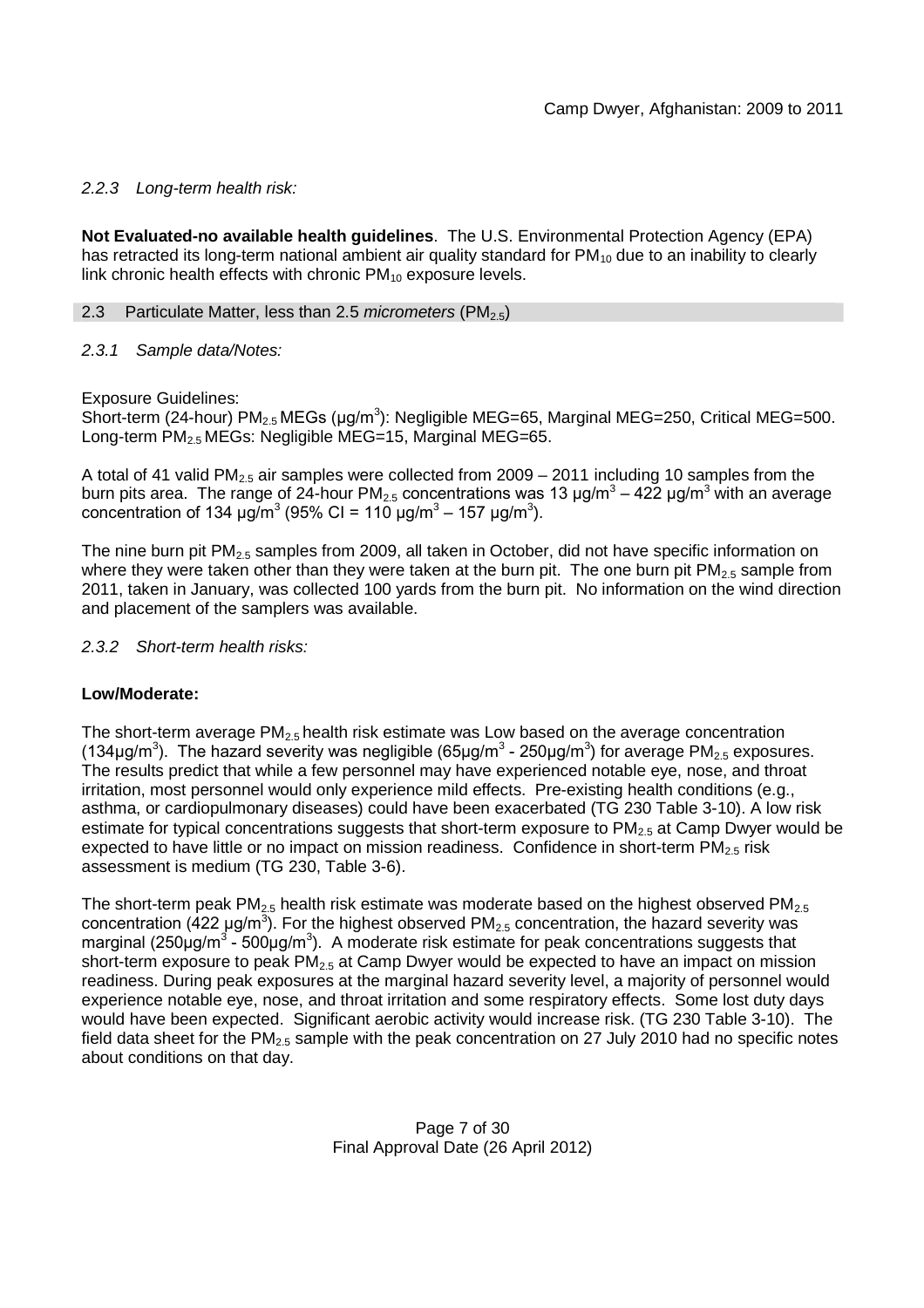### 2.2.3 Long-term health risk:

**Not Evaluated-no available health guidelines**. The U.S. Environmental Protection Agency (EPA) has retracted its long-term national ambient air quality standard for $PM_{10}$ due to an inability to clearly link chronic health effects with chronic $PM_{10}$ exposure levels.

## 2.3 Particulate Matter, less than 2.5 *micrometers* ($PM_{2.5}$)

### 2.3.1 Sample data/Notes:

Exposure Guidelines:
Short-term (24-hour) $PM_{2.5}$ MEGs ($\mu g/m^3$): Negligible MEG=65, Marginal MEG=250, Critical MEG=500.
Long-term $PM_{2.5}$ MEGs: Negligible MEG=15, Marginal MEG=65.

A total of 41 valid $PM_{2.5}$ air samples were collected from 2009 – 2011 including 10 samples from the burn pits area. The range of 24-hour $PM_{2.5}$ concentrations was 13 $\mu g/m^3$ – 422 $\mu g/m^3$ with an average concentration of 134 $\mu g/m^3$ (95% CI = 110 $\mu g/m^3$ – 157 $\mu g/m^3$).

The nine burn pit $PM_{2.5}$ samples from 2009, all taken in October, did not have specific information on where they were taken other than they were taken at the burn pit. The one burn pit $PM_{2.5}$ sample from 2011, taken in January, was collected 100 yards from the burn pit. No information on the wind direction and placement of the samplers was available.

### 2.3.2 Short-term health risks:

**Low/Moderate:**

The short-term average $PM_{2.5}$ health risk estimate was Low based on the average concentration (134$\mu g/m^3$). The hazard severity was negligible (65$\mu g/m^3$ - 250$\mu g/m^3$) for average $PM_{2.5}$ exposures. The results predict that while a few personnel may have experienced notable eye, nose, and throat irritation, most personnel would only experience mild effects. Pre-existing health conditions (e.g., asthma, or cardiopulmonary diseases) could have been exacerbated (TG 230 Table 3-10). A low risk estimate for typical concentrations suggests that short-term exposure to $PM_{2.5}$ at Camp Dwyer would be expected to have little or no impact on mission readiness. Confidence in short-term $PM_{2.5}$ risk assessment is medium (TG 230, Table 3-6).

The short-term peak $PM_{2.5}$ health risk estimate was moderate based on the highest observed $PM_{2.5}$ concentration (422 $\mu g/m^3$). For the highest observed $PM_{2.5}$ concentration, the hazard severity was marginal (250$\mu g/m^3$ - 500$\mu g/m^3$). A moderate risk estimate for peak concentrations suggests that short-term exposure to peak $PM_{2.5}$ at Camp Dwyer would be expected to have an impact on mission readiness. During peak exposures at the marginal hazard severity level, a majority of personnel would experience notable eye, nose, and throat irritation and some respiratory effects. Some lost duty days would have been expected. Significant aerobic activity would increase risk. (TG 230 Table 3-10). The field data sheet for the $PM_{2.5}$ sample with the peak concentration on 27 July 2010 had no specific notes about conditions on that day.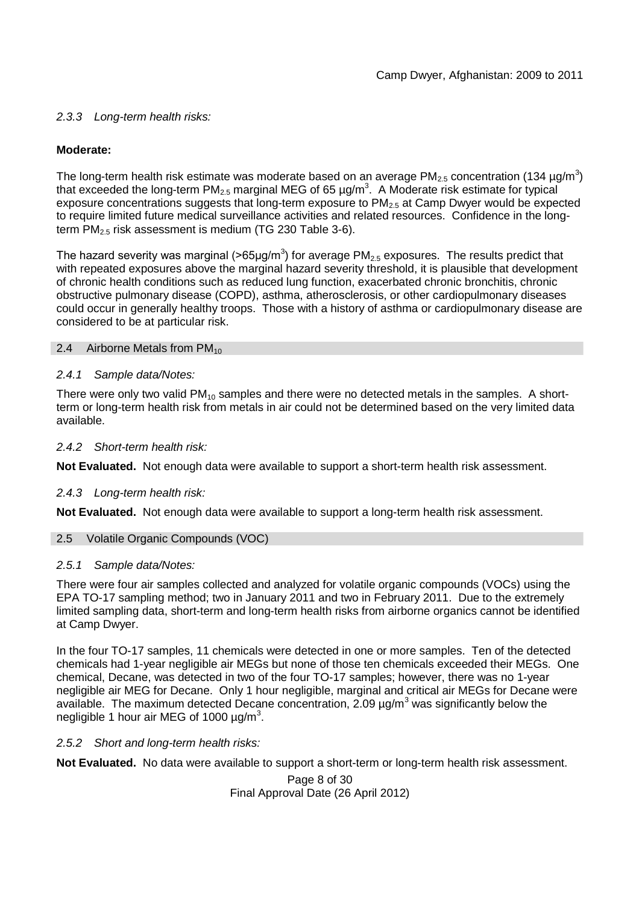### *2.3.3 Long-term health risks:*

**Moderate:**

The long-term health risk estimate was moderate based on an average $PM_{2.5}$ concentration (134 µg/m$^3$) that exceeded the long-term $PM_{2.5}$ marginal MEG of 65 µg/m$^3$. A Moderate risk estimate for typical exposure concentrations suggests that long-term exposure to $PM_{2.5}$ at Camp Dwyer would be expected to require limited future medical surveillance activities and related resources. Confidence in the long-term $PM_{2.5}$ risk assessment is medium (TG 230 Table 3-6).

The hazard severity was marginal (>65µg/m$^3$) for average $PM_{2.5}$ exposures. The results predict that with repeated exposures above the marginal hazard severity threshold, it is plausible that development of chronic health conditions such as reduced lung function, exacerbated chronic bronchitis, chronic obstructive pulmonary disease (COPD), asthma, atherosclerosis, or other cardiopulmonary diseases could occur in generally healthy troops. Those with a history of asthma or cardiopulmonary disease are considered to be at particular risk.

## 2.4 Airborne Metals from $PM_{10}$

### *2.4.1 Sample data/Notes:*

There were only two valid $PM_{10}$ samples and there were no detected metals in the samples. A short-term or long-term health risk from metals in air could not be determined based on the very limited data available.

### *2.4.2 Short-term health risk:*

**Not Evaluated.** Not enough data were available to support a short-term health risk assessment.

### *2.4.3 Long-term health risk:*

**Not Evaluated.** Not enough data were available to support a long-term health risk assessment.

## 2.5 Volatile Organic Compounds (VOC)

### *2.5.1 Sample data/Notes:*

There were four air samples collected and analyzed for volatile organic compounds (VOCs) using the EPA TO-17 sampling method; two in January 2011 and two in February 2011. Due to the extremely limited sampling data, short-term and long-term health risks from airborne organics cannot be identified at Camp Dwyer.

In the four TO-17 samples, 11 chemicals were detected in one or more samples. Ten of the detected chemicals had 1-year negligible air MEGs but none of those ten chemicals exceeded their MEGs. One chemical, Decane, was detected in two of the four TO-17 samples; however, there was no 1-year negligible air MEG for Decane. Only 1 hour negligible, marginal and critical air MEGs for Decane were available. The maximum detected Decane concentration, 2.09 µg/m$^3$ was significantly below the negligible 1 hour air MEG of 1000 µg/m$^3$.

### *2.5.2 Short and long-term health risks:*

**Not Evaluated.** No data were available to support a short-term or long-term health risk assessment.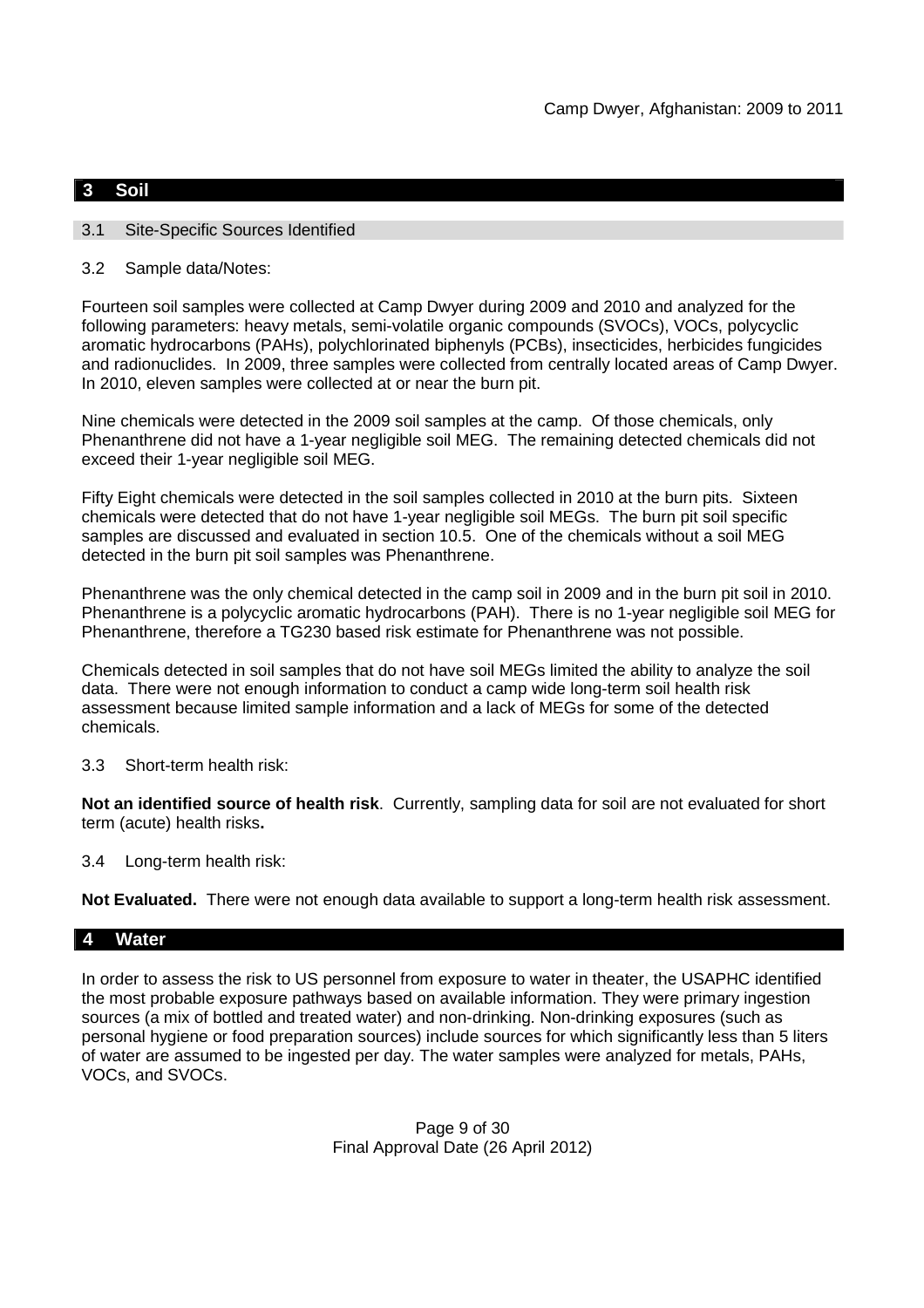## 3 Soil

### 3.1 Site-Specific Sources Identified

### 3.2 Sample data/Notes:

Fourteen soil samples were collected at Camp Dwyer during 2009 and 2010 and analyzed for the following parameters: heavy metals, semi-volatile organic compounds (SVOCs), VOCs, polycyclic aromatic hydrocarbons (PAHs), polychlorinated biphenyls (PCBs), insecticides, herbicides fungicides and radionuclides. In 2009, three samples were collected from centrally located areas of Camp Dwyer. In 2010, eleven samples were collected at or near the burn pit.

Nine chemicals were detected in the 2009 soil samples at the camp. Of those chemicals, only Phenanthrene did not have a 1-year negligible soil MEG. The remaining detected chemicals did not exceed their 1-year negligible soil MEG.

Fifty Eight chemicals were detected in the soil samples collected in 2010 at the burn pits. Sixteen chemicals were detected that do not have 1-year negligible soil MEGs. The burn pit soil specific samples are discussed and evaluated in section 10.5. One of the chemicals without a soil MEG detected in the burn pit soil samples was Phenanthrene.

Phenanthrene was the only chemical detected in the camp soil in 2009 and in the burn pit soil in 2010. Phenanthrene is a polycyclic aromatic hydrocarbons (PAH). There is no 1-year negligible soil MEG for Phenanthrene, therefore a TG230 based risk estimate for Phenanthrene was not possible.

Chemicals detected in soil samples that do not have soil MEGs limited the ability to analyze the soil data. There were not enough information to conduct a camp wide long-term soil health risk assessment because limited sample information and a lack of MEGs for some of the detected chemicals.

### 3.3 Short-term health risk:

**Not an identified source of health risk**. Currently, sampling data for soil are not evaluated for short term (acute) health risks**.**

### 3.4 Long-term health risk:

**Not Evaluated.** There were not enough data available to support a long-term health risk assessment.

## 4 Water

In order to assess the risk to US personnel from exposure to water in theater, the USAPHC identified the most probable exposure pathways based on available information. They were primary ingestion sources (a mix of bottled and treated water) and non-drinking. Non-drinking exposures (such as personal hygiene or food preparation sources) include sources for which significantly less than 5 liters of water are assumed to be ingested per day. The water samples were analyzed for metals, PAHs, VOCs, and SVOCs.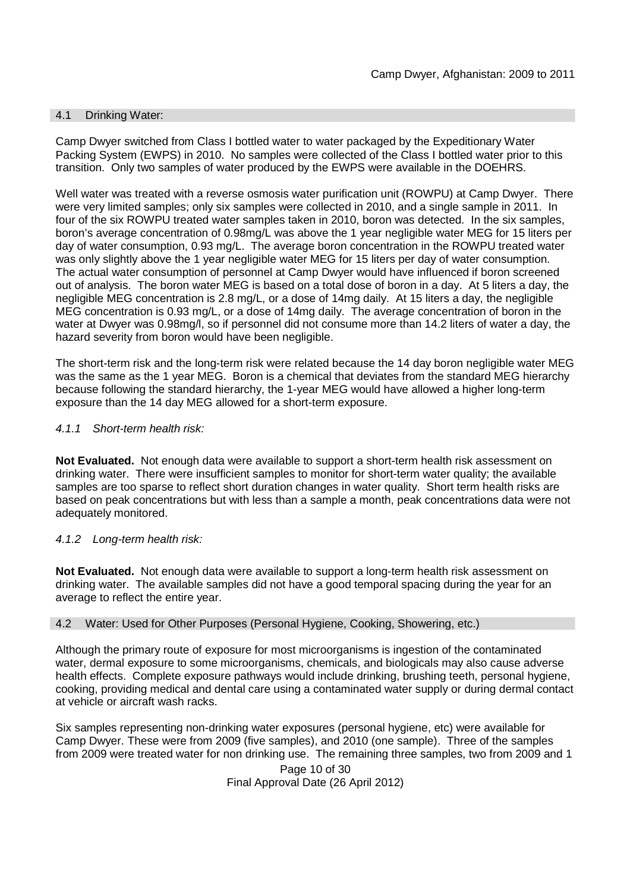## 4.1 Drinking Water:

Camp Dwyer switched from Class I bottled water to water packaged by the Expeditionary Water Packing System (EWPS) in 2010. No samples were collected of the Class I bottled water prior to this transition. Only two samples of water produced by the EWPS were available in the DOEHRS.

Well water was treated with a reverse osmosis water purification unit (ROWPU) at Camp Dwyer. There were very limited samples; only six samples were collected in 2010, and a single sample in 2011. In four of the six ROWPU treated water samples taken in 2010, boron was detected. In the six samples, boron's average concentration of 0.98mg/L was above the 1 year negligible water MEG for 15 liters per day of water consumption, 0.93 mg/L. The average boron concentration in the ROWPU treated water was only slightly above the 1 year negligible water MEG for 15 liters per day of water consumption. The actual water consumption of personnel at Camp Dwyer would have influenced if boron screened out of analysis. The boron water MEG is based on a total dose of boron in a day. At 5 liters a day, the negligible MEG concentration is 2.8 mg/L, or a dose of 14mg daily. At 15 liters a day, the negligible MEG concentration is 0.93 mg/L, or a dose of 14mg daily. The average concentration of boron in the water at Dwyer was 0.98mg/l, so if personnel did not consume more than 14.2 liters of water a day, the hazard severity from boron would have been negligible.

The short-term risk and the long-term risk were related because the 14 day boron negligible water MEG was the same as the 1 year MEG. Boron is a chemical that deviates from the standard MEG hierarchy because following the standard hierarchy, the 1-year MEG would have allowed a higher long-term exposure than the 14 day MEG allowed for a short-term exposure.

### *4.1.1 Short-term health risk:*

**Not Evaluated.** Not enough data were available to support a short-term health risk assessment on drinking water. There were insufficient samples to monitor for short-term water quality; the available samples are too sparse to reflect short duration changes in water quality. Short term health risks are based on peak concentrations but with less than a sample a month, peak concentrations data were not adequately monitored.

### *4.1.2 Long-term health risk:*

**Not Evaluated.** Not enough data were available to support a long-term health risk assessment on drinking water. The available samples did not have a good temporal spacing during the year for an average to reflect the entire year.

## 4.2 Water: Used for Other Purposes (Personal Hygiene, Cooking, Showering, etc.)

Although the primary route of exposure for most microorganisms is ingestion of the contaminated water, dermal exposure to some microorganisms, chemicals, and biologicals may also cause adverse health effects. Complete exposure pathways would include drinking, brushing teeth, personal hygiene, cooking, providing medical and dental care using a contaminated water supply or during dermal contact at vehicle or aircraft wash racks.

Six samples representing non-drinking water exposures (personal hygiene, etc) were available for Camp Dwyer. These were from 2009 (five samples), and 2010 (one sample). Three of the samples from 2009 were treated water for non drinking use. The remaining three samples, two from 2009 and 1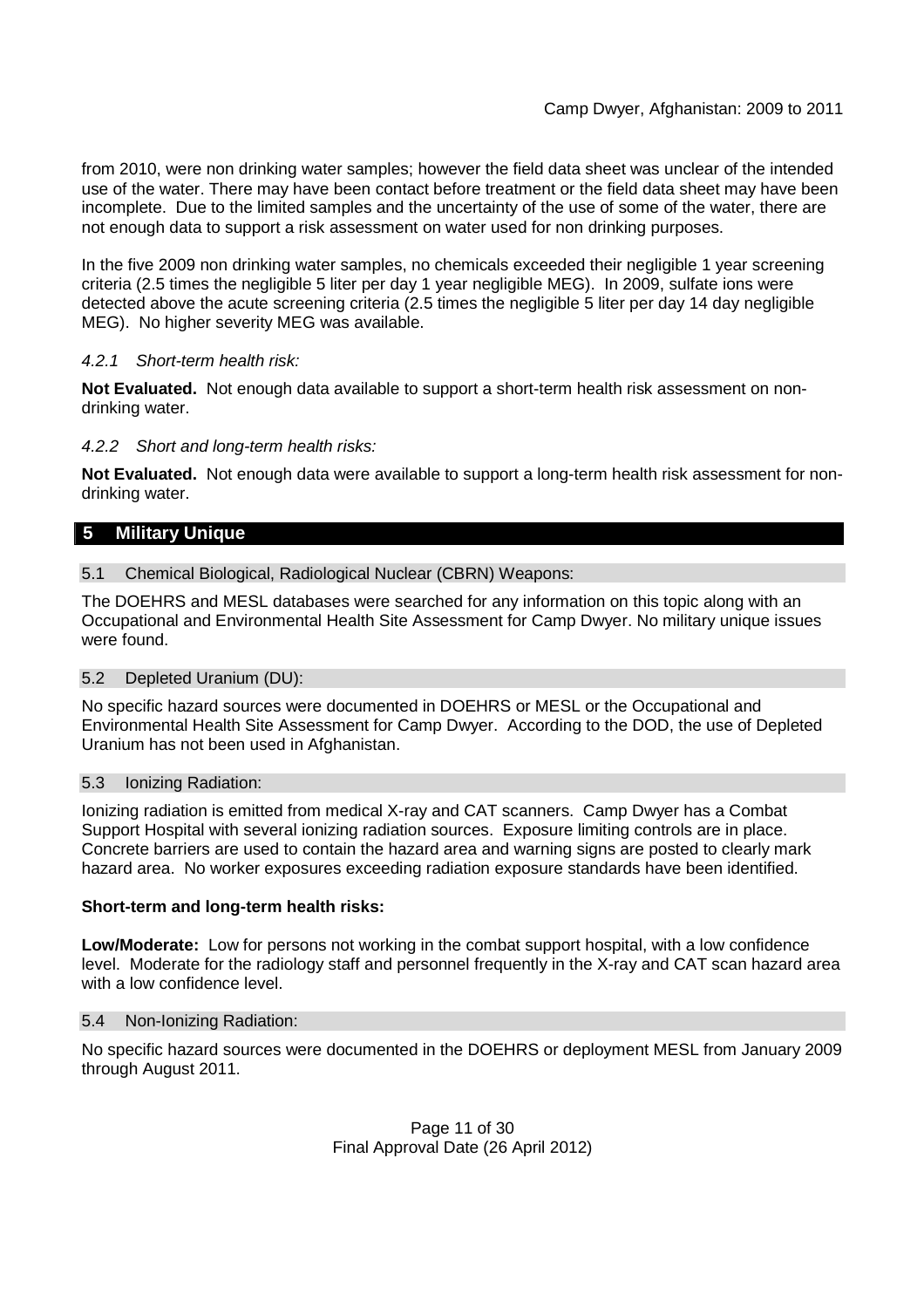from 2010, were non drinking water samples; however the field data sheet was unclear of the intended use of the water. There may have been contact before treatment or the field data sheet may have been incomplete. Due to the limited samples and the uncertainty of the use of some of the water, there are not enough data to support a risk assessment on water used for non drinking purposes.

In the five 2009 non drinking water samples, no chemicals exceeded their negligible 1 year screening criteria (2.5 times the negligible 5 liter per day 1 year negligible MEG). In 2009, sulfate ions were detected above the acute screening criteria (2.5 times the negligible 5 liter per day 14 day negligible MEG). No higher severity MEG was available.

#### *4.2.1 Short-term health risk:*

**Not Evaluated.** Not enough data available to support a short-term health risk assessment on non-drinking water.

#### *4.2.2 Short and long-term health risks:*

**Not Evaluated.** Not enough data were available to support a long-term health risk assessment for non-drinking water.

## 5 Military Unique

### 5.1 Chemical Biological, Radiological Nuclear (CBRN) Weapons:

The DOEHRS and MESL databases were searched for any information on this topic along with an Occupational and Environmental Health Site Assessment for Camp Dwyer. No military unique issues were found.

### 5.2 Depleted Uranium (DU):

No specific hazard sources were documented in DOEHRS or MESL or the Occupational and Environmental Health Site Assessment for Camp Dwyer. According to the DOD, the use of Depleted Uranium has not been used in Afghanistan.

### 5.3 Ionizing Radiation:

Ionizing radiation is emitted from medical X-ray and CAT scanners. Camp Dwyer has a Combat Support Hospital with several ionizing radiation sources. Exposure limiting controls are in place. Concrete barriers are used to contain the hazard area and warning signs are posted to clearly mark hazard area. No worker exposures exceeding radiation exposure standards have been identified.

**Short-term and long-term health risks:**

**Low/Moderate:** Low for persons not working in the combat support hospital, with a low confidence level. Moderate for the radiology staff and personnel frequently in the X-ray and CAT scan hazard area with a low confidence level.

### 5.4 Non-Ionizing Radiation:

No specific hazard sources were documented in the DOEHRS or deployment MESL from January 2009 through August 2011.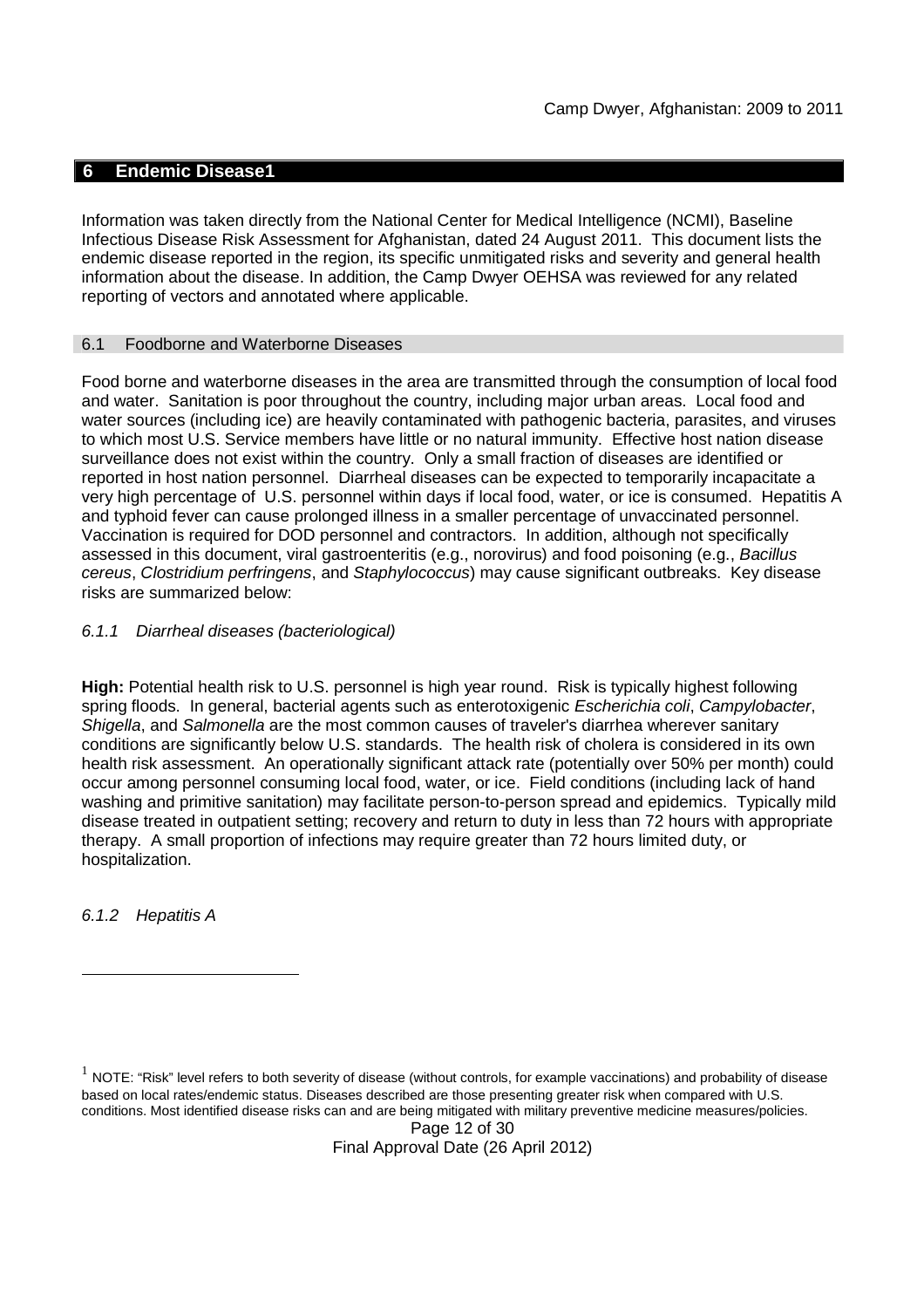## 6 Endemic Disease[1]

Information was taken directly from the National Center for Medical Intelligence (NCMI), Baseline Infectious Disease Risk Assessment for Afghanistan, dated 24 August 2011. This document lists the endemic disease reported in the region, its specific unmitigated risks and severity and general health information about the disease. In addition, the Camp Dwyer OEHSA was reviewed for any related reporting of vectors and annotated where applicable.

### 6.1 Foodborne and Waterborne Diseases

Food borne and waterborne diseases in the area are transmitted through the consumption of local food and water. Sanitation is poor throughout the country, including major urban areas. Local food and water sources (including ice) are heavily contaminated with pathogenic bacteria, parasites, and viruses to which most U.S. Service members have little or no natural immunity. Effective host nation disease surveillance does not exist within the country. Only a small fraction of diseases are identified or reported in host nation personnel. Diarrheal diseases can be expected to temporarily incapacitate a very high percentage of U.S. personnel within days if local food, water, or ice is consumed. Hepatitis A and typhoid fever can cause prolonged illness in a smaller percentage of unvaccinated personnel. Vaccination is required for DOD personnel and contractors. In addition, although not specifically assessed in this document, viral gastroenteritis (e.g., norovirus) and food poisoning (e.g., *Bacillus cereus*, *Clostridium perfringens*, and *Staphylococcus*) may cause significant outbreaks. Key disease risks are summarized below:

#### *6.1.1 Diarrheal diseases (bacteriological)*

**High:** Potential health risk to U.S. personnel is high year round. Risk is typically highest following spring floods. In general, bacterial agents such as enterotoxigenic *Escherichia coli*, *Campylobacter*, *Shigella*, and *Salmonella* are the most common causes of traveler's diarrhea wherever sanitary conditions are significantly below U.S. standards. The health risk of cholera is considered in its own health risk assessment. An operationally significant attack rate (potentially over 50% per month) could occur among personnel consuming local food, water, or ice. Field conditions (including lack of hand washing and primitive sanitation) may facilitate person-to-person spread and epidemics. Typically mild disease treated in outpatient setting; recovery and return to duty in less than 72 hours with appropriate therapy. A small proportion of infections may require greater than 72 hours limited duty, or hospitalization.

#### *6.1.2 Hepatitis A*

---

[1] NOTE: "Risk" level refers to both severity of disease (without controls, for example vaccinations) and probability of disease based on local rates/endemic status. Diseases described are those presenting greater risk when compared with U.S. conditions. Most identified disease risks can and are being mitigated with military preventive medicine measures/policies.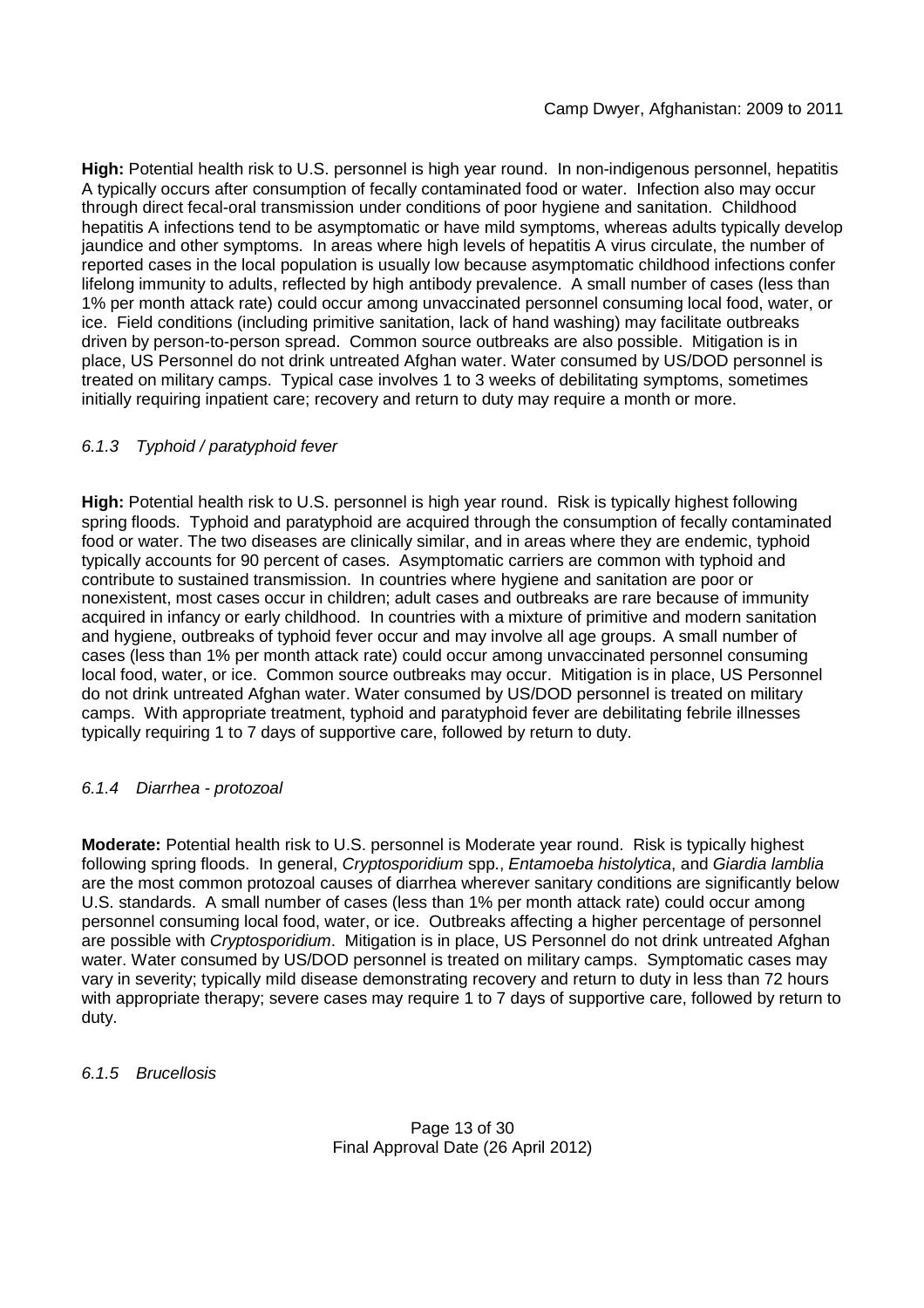**High:** Potential health risk to U.S. personnel is high year round. In non-indigenous personnel, hepatitis A typically occurs after consumption of fecally contaminated food or water. Infection also may occur through direct fecal-oral transmission under conditions of poor hygiene and sanitation. Childhood hepatitis A infections tend to be asymptomatic or have mild symptoms, whereas adults typically develop jaundice and other symptoms. In areas where high levels of hepatitis A virus circulate, the number of reported cases in the local population is usually low because asymptomatic childhood infections confer lifelong immunity to adults, reflected by high antibody prevalence. A small number of cases (less than 1% per month attack rate) could occur among unvaccinated personnel consuming local food, water, or ice. Field conditions (including primitive sanitation, lack of hand washing) may facilitate outbreaks driven by person-to-person spread. Common source outbreaks are also possible. Mitigation is in place, US Personnel do not drink untreated Afghan water. Water consumed by US/DOD personnel is treated on military camps. Typical case involves 1 to 3 weeks of debilitating symptoms, sometimes initially requiring inpatient care; recovery and return to duty may require a month or more.

### *6.1.3 Typhoid / paratyphoid fever*

**High:** Potential health risk to U.S. personnel is high year round. Risk is typically highest following spring floods. Typhoid and paratyphoid are acquired through the consumption of fecally contaminated food or water. The two diseases are clinically similar, and in areas where they are endemic, typhoid typically accounts for 90 percent of cases. Asymptomatic carriers are common with typhoid and contribute to sustained transmission. In countries where hygiene and sanitation are poor or nonexistent, most cases occur in children; adult cases and outbreaks are rare because of immunity acquired in infancy or early childhood. In countries with a mixture of primitive and modern sanitation and hygiene, outbreaks of typhoid fever occur and may involve all age groups. A small number of cases (less than 1% per month attack rate) could occur among unvaccinated personnel consuming local food, water, or ice. Common source outbreaks may occur. Mitigation is in place, US Personnel do not drink untreated Afghan water. Water consumed by US/DOD personnel is treated on military camps. With appropriate treatment, typhoid and paratyphoid fever are debilitating febrile illnesses typically requiring 1 to 7 days of supportive care, followed by return to duty.

### *6.1.4 Diarrhea - protozoal*

**Moderate:** Potential health risk to U.S. personnel is Moderate year round. Risk is typically highest following spring floods. In general, *Cryptosporidium* spp., *Entamoeba histolytica*, and *Giardia lamblia* are the most common protozoal causes of diarrhea wherever sanitary conditions are significantly below U.S. standards. A small number of cases (less than 1% per month attack rate) could occur among personnel consuming local food, water, or ice. Outbreaks affecting a higher percentage of personnel are possible with *Cryptosporidium*. Mitigation is in place, US Personnel do not drink untreated Afghan water. Water consumed by US/DOD personnel is treated on military camps. Symptomatic cases may vary in severity; typically mild disease demonstrating recovery and return to duty in less than 72 hours with appropriate therapy; severe cases may require 1 to 7 days of supportive care, followed by return to duty.

### *6.1.5 Brucellosis*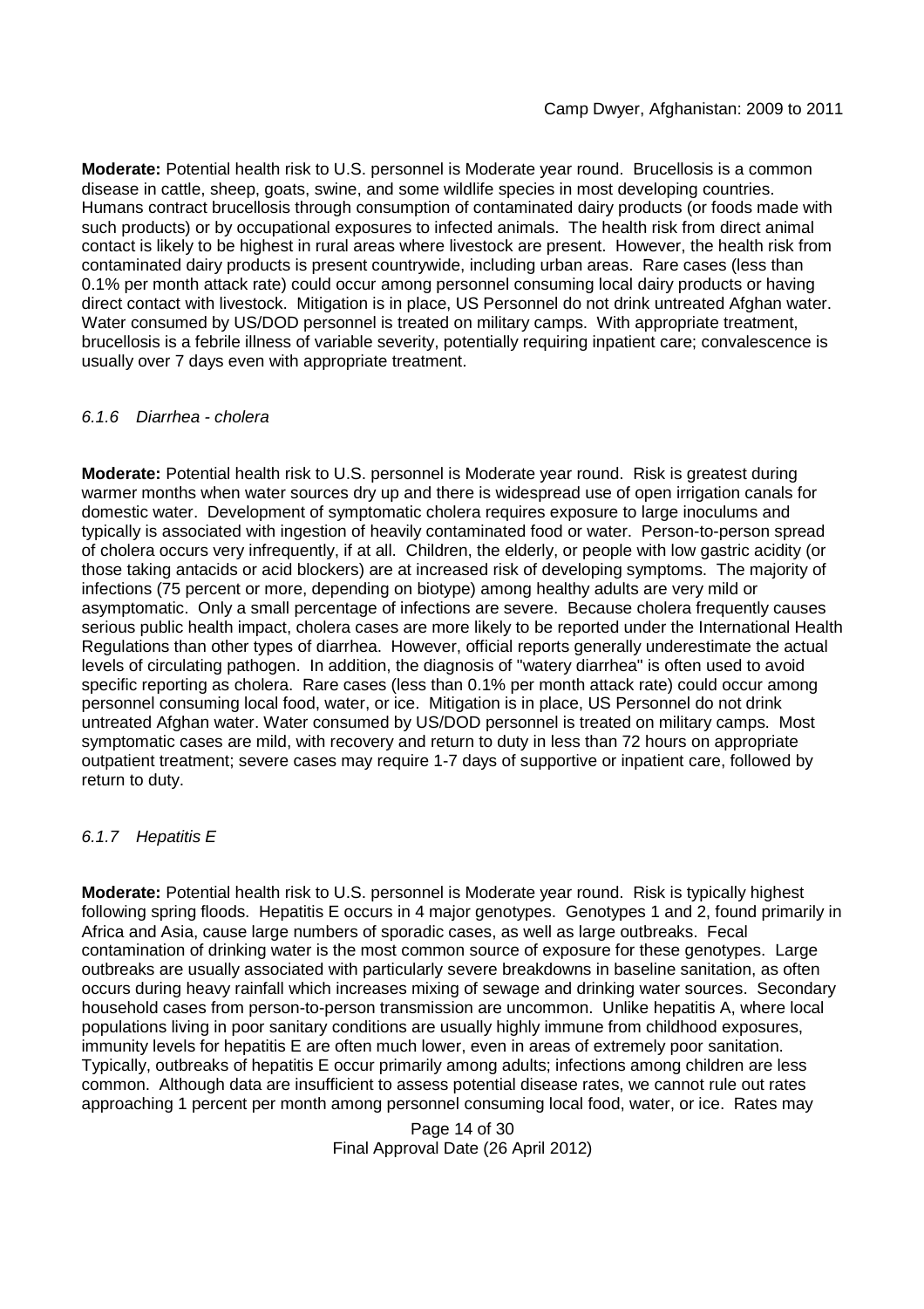**Moderate:** Potential health risk to U.S. personnel is Moderate year round. Brucellosis is a common disease in cattle, sheep, goats, swine, and some wildlife species in most developing countries. Humans contract brucellosis through consumption of contaminated dairy products (or foods made with such products) or by occupational exposures to infected animals. The health risk from direct animal contact is likely to be highest in rural areas where livestock are present. However, the health risk from contaminated dairy products is present countrywide, including urban areas. Rare cases (less than 0.1% per month attack rate) could occur among personnel consuming local dairy products or having direct contact with livestock. Mitigation is in place, US Personnel do not drink untreated Afghan water. Water consumed by US/DOD personnel is treated on military camps. With appropriate treatment, brucellosis is a febrile illness of variable severity, potentially requiring inpatient care; convalescence is usually over 7 days even with appropriate treatment.

#### *6.1.6 Diarrhea - cholera*

**Moderate:** Potential health risk to U.S. personnel is Moderate year round. Risk is greatest during warmer months when water sources dry up and there is widespread use of open irrigation canals for domestic water. Development of symptomatic cholera requires exposure to large inoculums and typically is associated with ingestion of heavily contaminated food or water. Person-to-person spread of cholera occurs very infrequently, if at all. Children, the elderly, or people with low gastric acidity (or those taking antacids or acid blockers) are at increased risk of developing symptoms. The majority of infections (75 percent or more, depending on biotype) among healthy adults are very mild or asymptomatic. Only a small percentage of infections are severe. Because cholera frequently causes serious public health impact, cholera cases are more likely to be reported under the International Health Regulations than other types of diarrhea. However, official reports generally underestimate the actual levels of circulating pathogen. In addition, the diagnosis of "watery diarrhea" is often used to avoid specific reporting as cholera. Rare cases (less than 0.1% per month attack rate) could occur among personnel consuming local food, water, or ice. Mitigation is in place, US Personnel do not drink untreated Afghan water. Water consumed by US/DOD personnel is treated on military camps. Most symptomatic cases are mild, with recovery and return to duty in less than 72 hours on appropriate outpatient treatment; severe cases may require 1-7 days of supportive or inpatient care, followed by return to duty.

#### *6.1.7 Hepatitis E*

**Moderate:** Potential health risk to U.S. personnel is Moderate year round. Risk is typically highest following spring floods. Hepatitis E occurs in 4 major genotypes. Genotypes 1 and 2, found primarily in Africa and Asia, cause large numbers of sporadic cases, as well as large outbreaks. Fecal contamination of drinking water is the most common source of exposure for these genotypes. Large outbreaks are usually associated with particularly severe breakdowns in baseline sanitation, as often occurs during heavy rainfall which increases mixing of sewage and drinking water sources. Secondary household cases from person-to-person transmission are uncommon. Unlike hepatitis A, where local populations living in poor sanitary conditions are usually highly immune from childhood exposures, immunity levels for hepatitis E are often much lower, even in areas of extremely poor sanitation. Typically, outbreaks of hepatitis E occur primarily among adults; infections among children are less common. Although data are insufficient to assess potential disease rates, we cannot rule out rates approaching 1 percent per month among personnel consuming local food, water, or ice. Rates may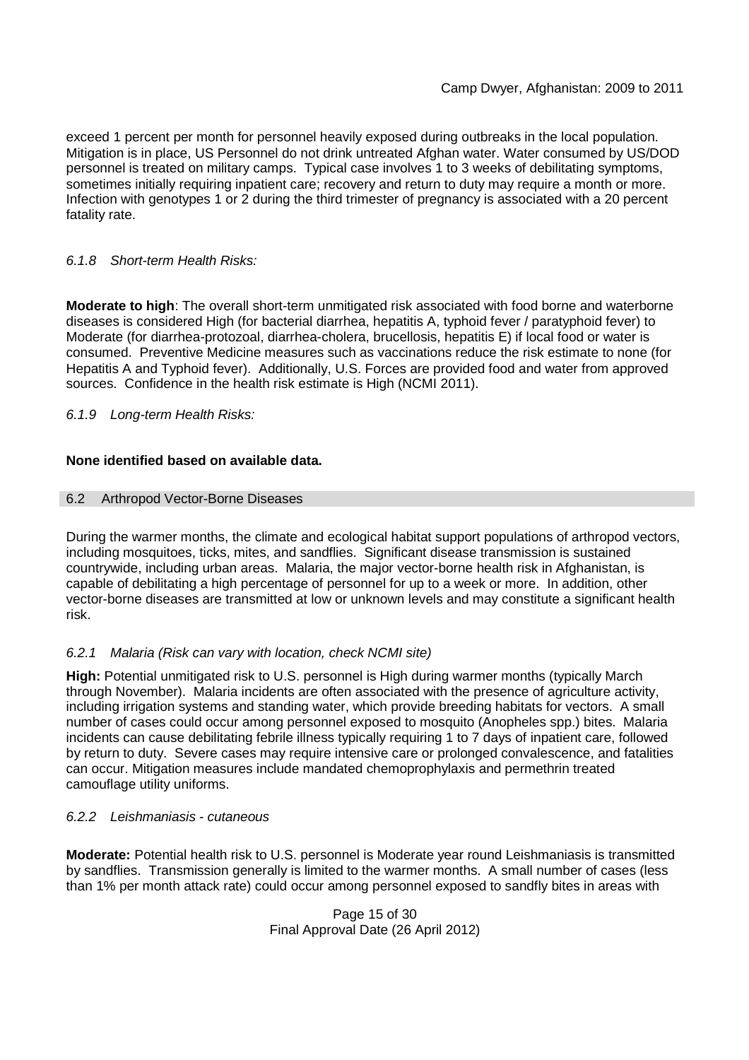exceed 1 percent per month for personnel heavily exposed during outbreaks in the local population. Mitigation is in place, US Personnel do not drink untreated Afghan water. Water consumed by US/DOD personnel is treated on military camps. Typical case involves 1 to 3 weeks of debilitating symptoms, sometimes initially requiring inpatient care; recovery and return to duty may require a month or more. Infection with genotypes 1 or 2 during the third trimester of pregnancy is associated with a 20 percent fatality rate.

#### *6.1.8 Short-term Health Risks:*

**Moderate to high**: The overall short-term unmitigated risk associated with food borne and waterborne diseases is considered High (for bacterial diarrhea, hepatitis A, typhoid fever / paratyphoid fever) to Moderate (for diarrhea-protozoal, diarrhea-cholera, brucellosis, hepatitis E) if local food or water is consumed. Preventive Medicine measures such as vaccinations reduce the risk estimate to none (for Hepatitis A and Typhoid fever). Additionally, U.S. Forces are provided food and water from approved sources. Confidence in the health risk estimate is High (NCMI 2011).

#### *6.1.9 Long-term Health Risks:*

**None identified based on available data.**

### 6.2 Arthropod Vector-Borne Diseases

During the warmer months, the climate and ecological habitat support populations of arthropod vectors, including mosquitoes, ticks, mites, and sandflies. Significant disease transmission is sustained countrywide, including urban areas. Malaria, the major vector-borne health risk in Afghanistan, is capable of debilitating a high percentage of personnel for up to a week or more. In addition, other vector-borne diseases are transmitted at low or unknown levels and may constitute a significant health risk.

#### *6.2.1 Malaria (Risk can vary with location, check NCMI site)*

**High:** Potential unmitigated risk to U.S. personnel is High during warmer months (typically March through November). Malaria incidents are often associated with the presence of agriculture activity, including irrigation systems and standing water, which provide breeding habitats for vectors. A small number of cases could occur among personnel exposed to mosquito (Anopheles spp.) bites. Malaria incidents can cause debilitating febrile illness typically requiring 1 to 7 days of inpatient care, followed by return to duty. Severe cases may require intensive care or prolonged convalescence, and fatalities can occur. Mitigation measures include mandated chemoprophylaxis and permethrin treated camouflage utility uniforms.

#### *6.2.2 Leishmaniasis - cutaneous*

**Moderate:** Potential health risk to U.S. personnel is Moderate year round Leishmaniasis is transmitted by sandflies. Transmission generally is limited to the warmer months. A small number of cases (less than 1% per month attack rate) could occur among personnel exposed to sandfly bites in areas with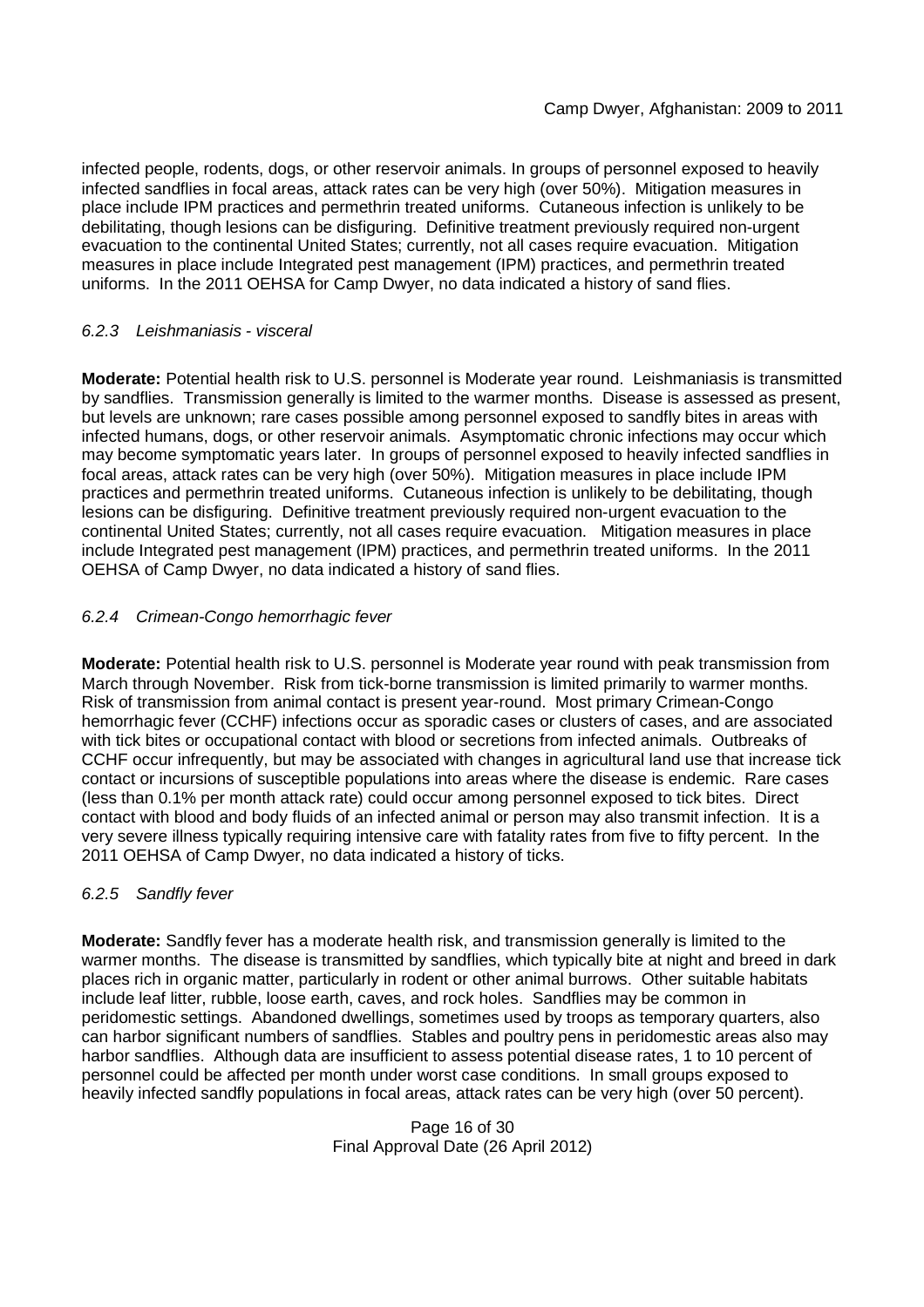infected people, rodents, dogs, or other reservoir animals. In groups of personnel exposed to heavily infected sandflies in focal areas, attack rates can be very high (over 50%). Mitigation measures in place include IPM practices and permethrin treated uniforms. Cutaneous infection is unlikely to be debilitating, though lesions can be disfiguring. Definitive treatment previously required non-urgent evacuation to the continental United States; currently, not all cases require evacuation. Mitigation measures in place include Integrated pest management (IPM) practices, and permethrin treated uniforms. In the 2011 OEHSA for Camp Dwyer, no data indicated a history of sand flies.

#### *6.2.3 Leishmaniasis - visceral*

**Moderate:** Potential health risk to U.S. personnel is Moderate year round. Leishmaniasis is transmitted by sandflies. Transmission generally is limited to the warmer months. Disease is assessed as present, but levels are unknown; rare cases possible among personnel exposed to sandfly bites in areas with infected humans, dogs, or other reservoir animals. Asymptomatic chronic infections may occur which may become symptomatic years later. In groups of personnel exposed to heavily infected sandflies in focal areas, attack rates can be very high (over 50%). Mitigation measures in place include IPM practices and permethrin treated uniforms. Cutaneous infection is unlikely to be debilitating, though lesions can be disfiguring. Definitive treatment previously required non-urgent evacuation to the continental United States; currently, not all cases require evacuation. Mitigation measures in place include Integrated pest management (IPM) practices, and permethrin treated uniforms. In the 2011 OEHSA of Camp Dwyer, no data indicated a history of sand flies.

#### *6.2.4 Crimean-Congo hemorrhagic fever*

**Moderate:** Potential health risk to U.S. personnel is Moderate year round with peak transmission from March through November. Risk from tick-borne transmission is limited primarily to warmer months. Risk of transmission from animal contact is present year-round. Most primary Crimean-Congo hemorrhagic fever (CCHF) infections occur as sporadic cases or clusters of cases, and are associated with tick bites or occupational contact with blood or secretions from infected animals. Outbreaks of CCHF occur infrequently, but may be associated with changes in agricultural land use that increase tick contact or incursions of susceptible populations into areas where the disease is endemic. Rare cases (less than 0.1% per month attack rate) could occur among personnel exposed to tick bites. Direct contact with blood and body fluids of an infected animal or person may also transmit infection. It is a very severe illness typically requiring intensive care with fatality rates from five to fifty percent. In the 2011 OEHSA of Camp Dwyer, no data indicated a history of ticks.

#### *6.2.5 Sandfly fever*

**Moderate:** Sandfly fever has a moderate health risk, and transmission generally is limited to the warmer months. The disease is transmitted by sandflies, which typically bite at night and breed in dark places rich in organic matter, particularly in rodent or other animal burrows. Other suitable habitats include leaf litter, rubble, loose earth, caves, and rock holes. Sandflies may be common in peridomestic settings. Abandoned dwellings, sometimes used by troops as temporary quarters, also can harbor significant numbers of sandflies. Stables and poultry pens in peridomestic areas also may harbor sandflies. Although data are insufficient to assess potential disease rates, 1 to 10 percent of personnel could be affected per month under worst case conditions. In small groups exposed to heavily infected sandfly populations in focal areas, attack rates can be very high (over 50 percent).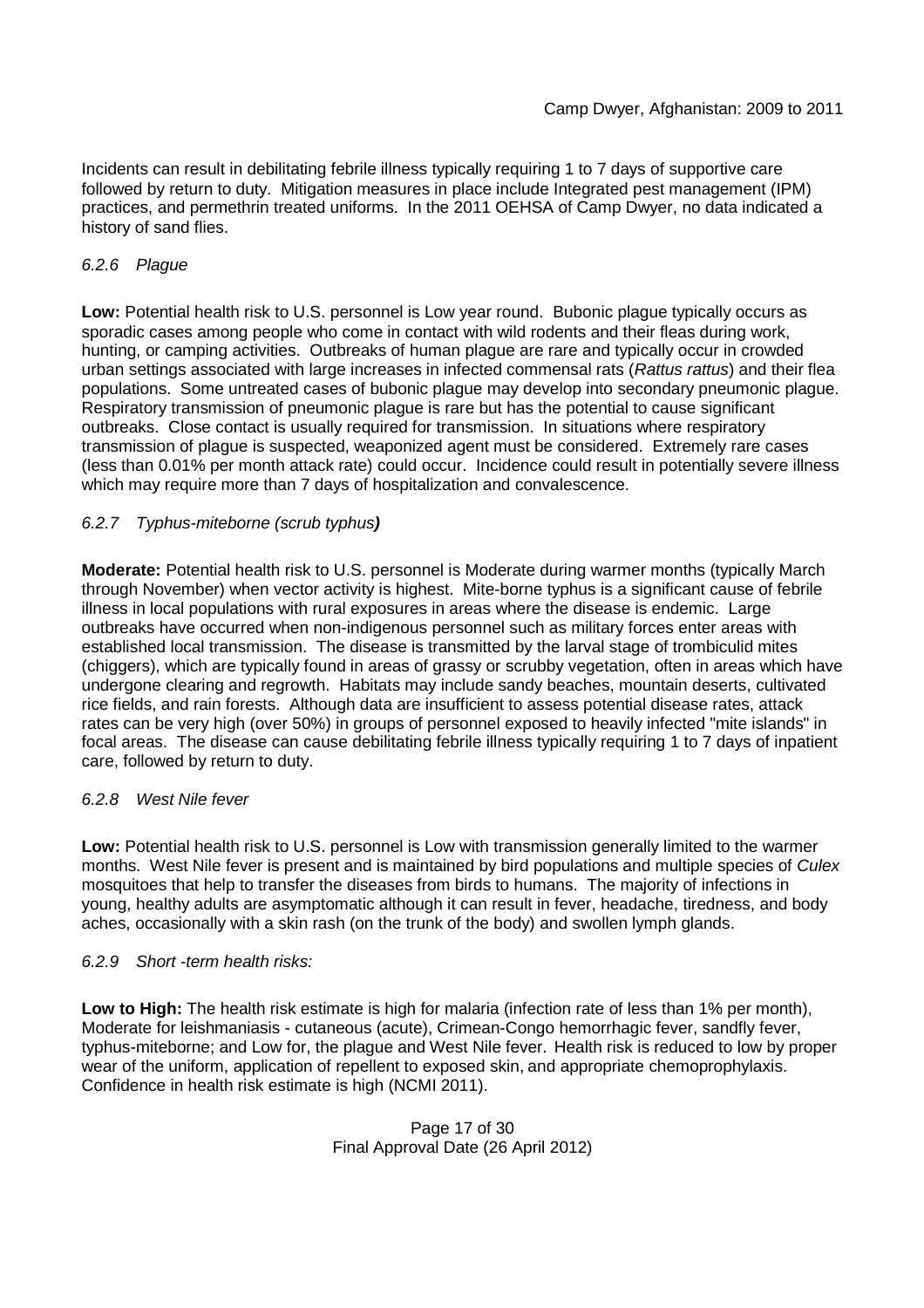Incidents can result in debilitating febrile illness typically requiring 1 to 7 days of supportive care followed by return to duty. Mitigation measures in place include Integrated pest management (IPM) practices, and permethrin treated uniforms. In the 2011 OEHSA of Camp Dwyer, no data indicated a history of sand flies.

### *6.2.6 Plague*

**Low:** Potential health risk to U.S. personnel is Low year round. Bubonic plague typically occurs as sporadic cases among people who come in contact with wild rodents and their fleas during work, hunting, or camping activities. Outbreaks of human plague are rare and typically occur in crowded urban settings associated with large increases in infected commensal rats (*Rattus rattus*) and their flea populations. Some untreated cases of bubonic plague may develop into secondary pneumonic plague. Respiratory transmission of pneumonic plague is rare but has the potential to cause significant outbreaks. Close contact is usually required for transmission. In situations where respiratory transmission of plague is suspected, weaponized agent must be considered. Extremely rare cases (less than 0.01% per month attack rate) could occur. Incidence could result in potentially severe illness which may require more than 7 days of hospitalization and convalescence.

### *6.2.7 Typhus-miteborne (scrub typhus)*

**Moderate:** Potential health risk to U.S. personnel is Moderate during warmer months (typically March through November) when vector activity is highest. Mite-borne typhus is a significant cause of febrile illness in local populations with rural exposures in areas where the disease is endemic. Large outbreaks have occurred when non-indigenous personnel such as military forces enter areas with established local transmission. The disease is transmitted by the larval stage of trombiculid mites (chiggers), which are typically found in areas of grassy or scrubby vegetation, often in areas which have undergone clearing and regrowth. Habitats may include sandy beaches, mountain deserts, cultivated rice fields, and rain forests. Although data are insufficient to assess potential disease rates, attack rates can be very high (over 50%) in groups of personnel exposed to heavily infected "mite islands" in focal areas. The disease can cause debilitating febrile illness typically requiring 1 to 7 days of inpatient care, followed by return to duty.

### *6.2.8 West Nile fever*

**Low:** Potential health risk to U.S. personnel is Low with transmission generally limited to the warmer months. West Nile fever is present and is maintained by bird populations and multiple species of *Culex* mosquitoes that help to transfer the diseases from birds to humans. The majority of infections in young, healthy adults are asymptomatic although it can result in fever, headache, tiredness, and body aches, occasionally with a skin rash (on the trunk of the body) and swollen lymph glands.

### *6.2.9 Short -term health risks:*

**Low to High:** The health risk estimate is high for malaria (infection rate of less than 1% per month), Moderate for leishmaniasis - cutaneous (acute), Crimean-Congo hemorrhagic fever, sandfly fever, typhus-miteborne; and Low for, the plague and West Nile fever. Health risk is reduced to low by proper wear of the uniform, application of repellent to exposed skin, and appropriate chemoprophylaxis. Confidence in health risk estimate is high (NCMI 2011).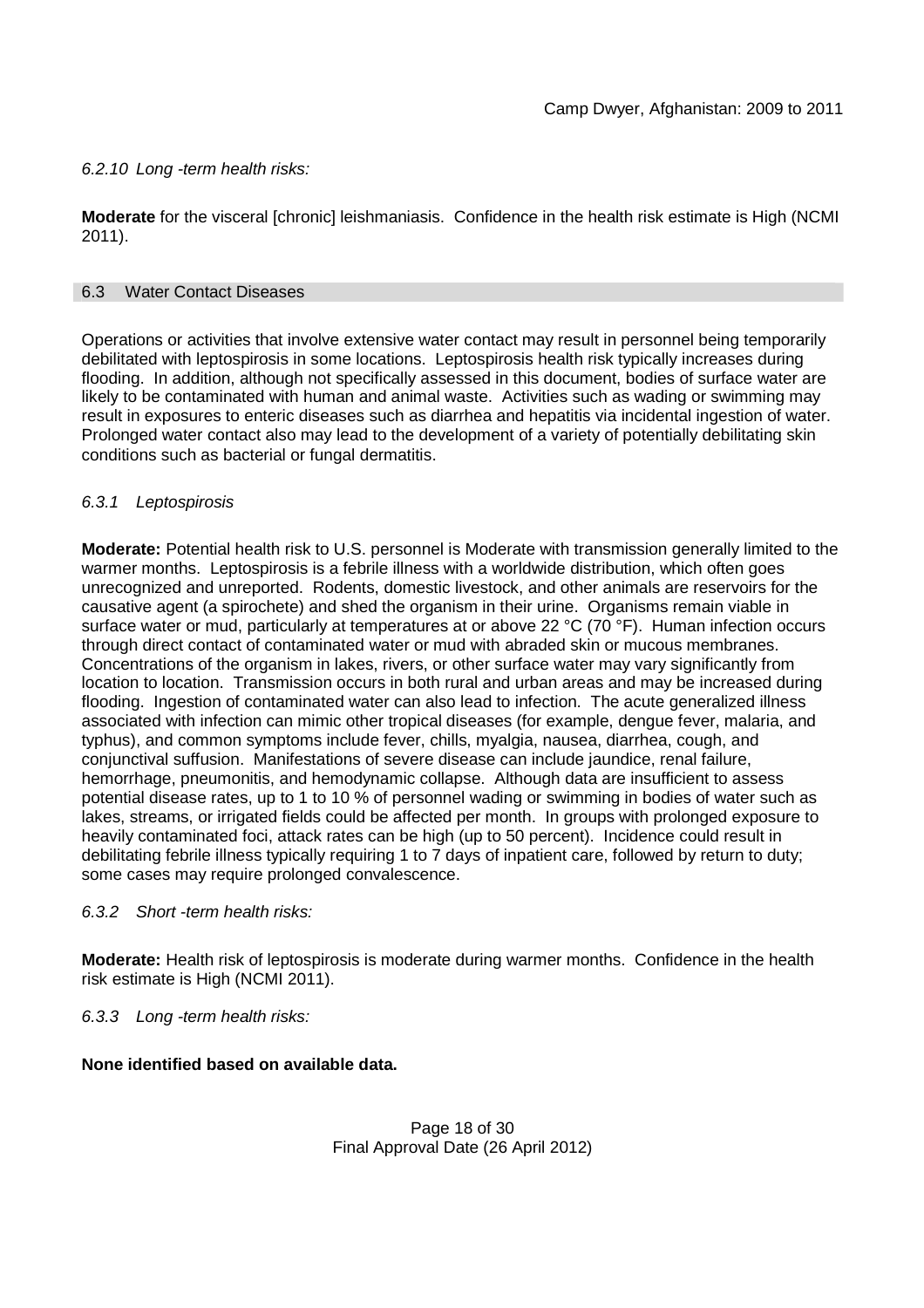*6.2.10 Long -term health risks:*

**Moderate** for the visceral [chronic] leishmaniasis. Confidence in the health risk estimate is High (NCMI 2011).

## 6.3 Water Contact Diseases

Operations or activities that involve extensive water contact may result in personnel being temporarily debilitated with leptospirosis in some locations. Leptospirosis health risk typically increases during flooding. In addition, although not specifically assessed in this document, bodies of surface water are likely to be contaminated with human and animal waste. Activities such as wading or swimming may result in exposures to enteric diseases such as diarrhea and hepatitis via incidental ingestion of water. Prolonged water contact also may lead to the development of a variety of potentially debilitating skin conditions such as bacterial or fungal dermatitis.

*6.3.1 Leptospirosis*

**Moderate:** Potential health risk to U.S. personnel is Moderate with transmission generally limited to the warmer months. Leptospirosis is a febrile illness with a worldwide distribution, which often goes unrecognized and unreported. Rodents, domestic livestock, and other animals are reservoirs for the causative agent (a spirochete) and shed the organism in their urine. Organisms remain viable in surface water or mud, particularly at temperatures at or above 22 °C (70 °F). Human infection occurs through direct contact of contaminated water or mud with abraded skin or mucous membranes. Concentrations of the organism in lakes, rivers, or other surface water may vary significantly from location to location. Transmission occurs in both rural and urban areas and may be increased during flooding. Ingestion of contaminated water can also lead to infection. The acute generalized illness associated with infection can mimic other tropical diseases (for example, dengue fever, malaria, and typhus), and common symptoms include fever, chills, myalgia, nausea, diarrhea, cough, and conjunctival suffusion. Manifestations of severe disease can include jaundice, renal failure, hemorrhage, pneumonitis, and hemodynamic collapse. Although data are insufficient to assess potential disease rates, up to 1 to 10 % of personnel wading or swimming in bodies of water such as lakes, streams, or irrigated fields could be affected per month. In groups with prolonged exposure to heavily contaminated foci, attack rates can be high (up to 50 percent). Incidence could result in debilitating febrile illness typically requiring 1 to 7 days of inpatient care, followed by return to duty; some cases may require prolonged convalescence.

*6.3.2 Short -term health risks:*

**Moderate:** Health risk of leptospirosis is moderate during warmer months. Confidence in the health risk estimate is High (NCMI 2011).

*6.3.3 Long -term health risks:*

**None identified based on available data.**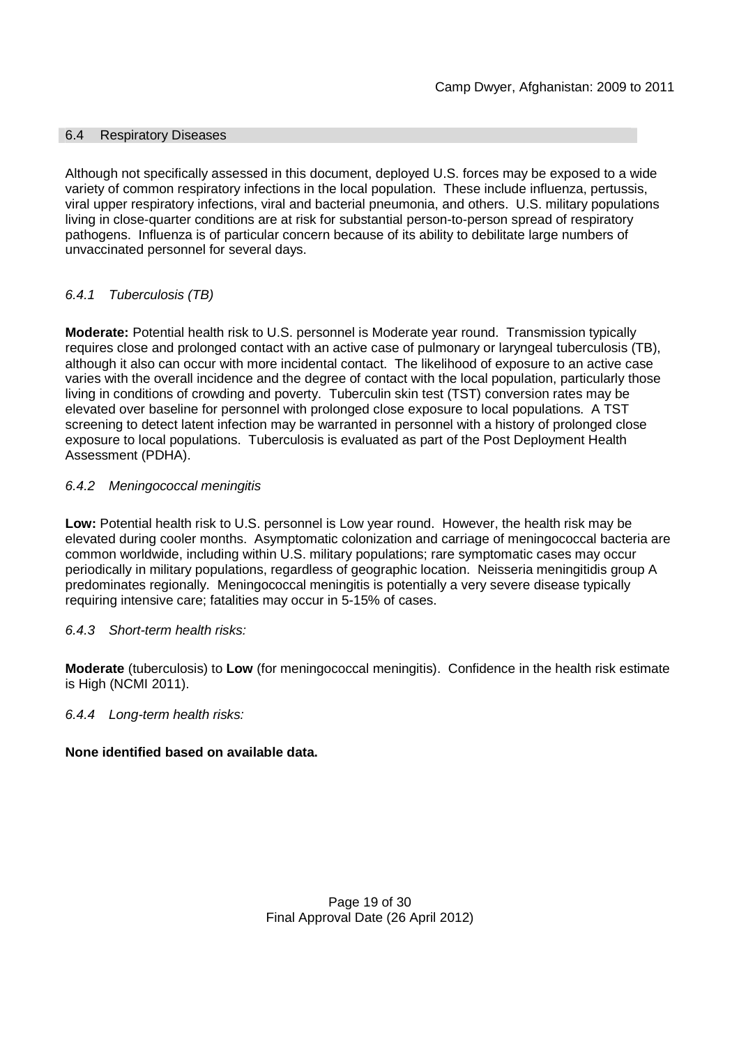## 6.4 Respiratory Diseases

Although not specifically assessed in this document, deployed U.S. forces may be exposed to a wide variety of common respiratory infections in the local population. These include influenza, pertussis, viral upper respiratory infections, viral and bacterial pneumonia, and others. U.S. military populations living in close-quarter conditions are at risk for substantial person-to-person spread of respiratory pathogens. Influenza is of particular concern because of its ability to debilitate large numbers of unvaccinated personnel for several days.

### *6.4.1 Tuberculosis (TB)*

**Moderate:** Potential health risk to U.S. personnel is Moderate year round. Transmission typically requires close and prolonged contact with an active case of pulmonary or laryngeal tuberculosis (TB), although it also can occur with more incidental contact. The likelihood of exposure to an active case varies with the overall incidence and the degree of contact with the local population, particularly those living in conditions of crowding and poverty. Tuberculin skin test (TST) conversion rates may be elevated over baseline for personnel with prolonged close exposure to local populations. A TST screening to detect latent infection may be warranted in personnel with a history of prolonged close exposure to local populations. Tuberculosis is evaluated as part of the Post Deployment Health Assessment (PDHA).

### *6.4.2 Meningococcal meningitis*

**Low:** Potential health risk to U.S. personnel is Low year round. However, the health risk may be elevated during cooler months. Asymptomatic colonization and carriage of meningococcal bacteria are common worldwide, including within U.S. military populations; rare symptomatic cases may occur periodically in military populations, regardless of geographic location. Neisseria meningitidis group A predominates regionally. Meningococcal meningitis is potentially a very severe disease typically requiring intensive care; fatalities may occur in 5-15% of cases.

### *6.4.3 Short-term health risks:*

**Moderate** (tuberculosis) to **Low** (for meningococcal meningitis). Confidence in the health risk estimate is High (NCMI 2011).

### *6.4.4 Long-term health risks:*

**None identified based on available data.**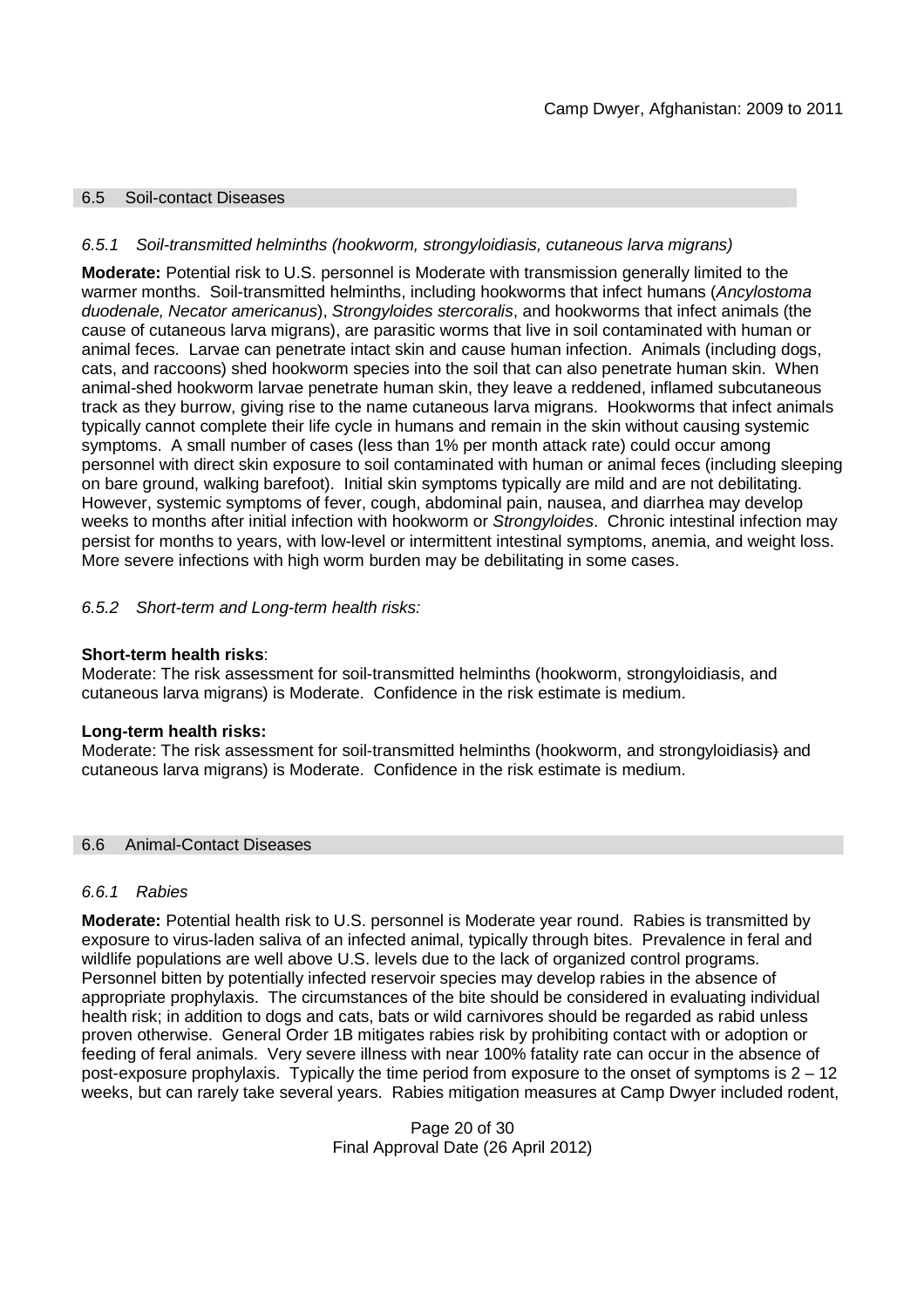## 6.5 Soil-contact Diseases

### *6.5.1 Soil-transmitted helminths (hookworm, strongyloidiasis, cutaneous larva migrans)*

**Moderate:** Potential risk to U.S. personnel is Moderate with transmission generally limited to the warmer months. Soil-transmitted helminths, including hookworms that infect humans (*Ancylostoma duodenale, Necator americanus*), *Strongyloides stercoralis*, and hookworms that infect animals (the cause of cutaneous larva migrans), are parasitic worms that live in soil contaminated with human or animal feces. Larvae can penetrate intact skin and cause human infection. Animals (including dogs, cats, and raccoons) shed hookworm species into the soil that can also penetrate human skin. When animal-shed hookworm larvae penetrate human skin, they leave a reddened, inflamed subcutaneous track as they burrow, giving rise to the name cutaneous larva migrans. Hookworms that infect animals typically cannot complete their life cycle in humans and remain in the skin without causing systemic symptoms. A small number of cases (less than 1% per month attack rate) could occur among personnel with direct skin exposure to soil contaminated with human or animal feces (including sleeping on bare ground, walking barefoot). Initial skin symptoms typically are mild and are not debilitating. However, systemic symptoms of fever, cough, abdominal pain, nausea, and diarrhea may develop weeks to months after initial infection with hookworm or *Strongyloides*. Chronic intestinal infection may persist for months to years, with low-level or intermittent intestinal symptoms, anemia, and weight loss. More severe infections with high worm burden may be debilitating in some cases.

### *6.5.2 Short-term and Long-term health risks:*

**Short-term health risks**:
Moderate: The risk assessment for soil-transmitted helminths (hookworm, strongyloidiasis, and cutaneous larva migrans) is Moderate. Confidence in the risk estimate is medium.

**Long-term health risks:**
Moderate: The risk assessment for soil-transmitted helminths (hookworm, and strongyloidiasis) and cutaneous larva migrans) is Moderate. Confidence in the risk estimate is medium.

## 6.6 Animal-Contact Diseases

### *6.6.1 Rabies*

**Moderate:** Potential health risk to U.S. personnel is Moderate year round. Rabies is transmitted by exposure to virus-laden saliva of an infected animal, typically through bites. Prevalence in feral and wildlife populations are well above U.S. levels due to the lack of organized control programs. Personnel bitten by potentially infected reservoir species may develop rabies in the absence of appropriate prophylaxis. The circumstances of the bite should be considered in evaluating individual health risk; in addition to dogs and cats, bats or wild carnivores should be regarded as rabid unless proven otherwise. General Order 1B mitigates rabies risk by prohibiting contact with or adoption or feeding of feral animals. Very severe illness with near 100% fatality rate can occur in the absence of post-exposure prophylaxis. Typically the time period from exposure to the onset of symptoms is 2 – 12 weeks, but can rarely take several years. Rabies mitigation measures at Camp Dwyer included rodent,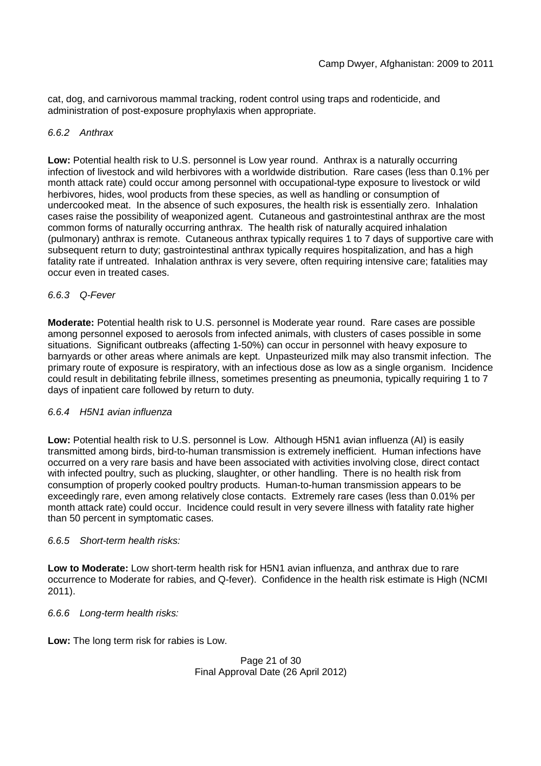cat, dog, and carnivorous mammal tracking, rodent control using traps and rodenticide, and administration of post-exposure prophylaxis when appropriate.

#### *6.6.2 Anthrax*

**Low:** Potential health risk to U.S. personnel is Low year round. Anthrax is a naturally occurring infection of livestock and wild herbivores with a worldwide distribution. Rare cases (less than 0.1% per month attack rate) could occur among personnel with occupational-type exposure to livestock or wild herbivores, hides, wool products from these species, as well as handling or consumption of undercooked meat. In the absence of such exposures, the health risk is essentially zero. Inhalation cases raise the possibility of weaponized agent. Cutaneous and gastrointestinal anthrax are the most common forms of naturally occurring anthrax. The health risk of naturally acquired inhalation (pulmonary) anthrax is remote. Cutaneous anthrax typically requires 1 to 7 days of supportive care with subsequent return to duty; gastrointestinal anthrax typically requires hospitalization, and has a high fatality rate if untreated. Inhalation anthrax is very severe, often requiring intensive care; fatalities may occur even in treated cases.

#### *6.6.3 Q-Fever*

**Moderate:** Potential health risk to U.S. personnel is Moderate year round. Rare cases are possible among personnel exposed to aerosols from infected animals, with clusters of cases possible in some situations. Significant outbreaks (affecting 1-50%) can occur in personnel with heavy exposure to barnyards or other areas where animals are kept. Unpasteurized milk may also transmit infection. The primary route of exposure is respiratory, with an infectious dose as low as a single organism. Incidence could result in debilitating febrile illness, sometimes presenting as pneumonia, typically requiring 1 to 7 days of inpatient care followed by return to duty.

#### *6.6.4 H5N1 avian influenza*

**Low:** Potential health risk to U.S. personnel is Low. Although H5N1 avian influenza (AI) is easily transmitted among birds, bird-to-human transmission is extremely inefficient. Human infections have occurred on a very rare basis and have been associated with activities involving close, direct contact with infected poultry, such as plucking, slaughter, or other handling. There is no health risk from consumption of properly cooked poultry products. Human-to-human transmission appears to be exceedingly rare, even among relatively close contacts. Extremely rare cases (less than 0.01% per month attack rate) could occur. Incidence could result in very severe illness with fatality rate higher than 50 percent in symptomatic cases.

#### *6.6.5 Short-term health risks:*

**Low to Moderate:** Low short-term health risk for H5N1 avian influenza, and anthrax due to rare occurrence to Moderate for rabies, and Q-fever). Confidence in the health risk estimate is High (NCMI 2011).

#### *6.6.6 Long-term health risks:*

**Low:** The long term risk for rabies is Low.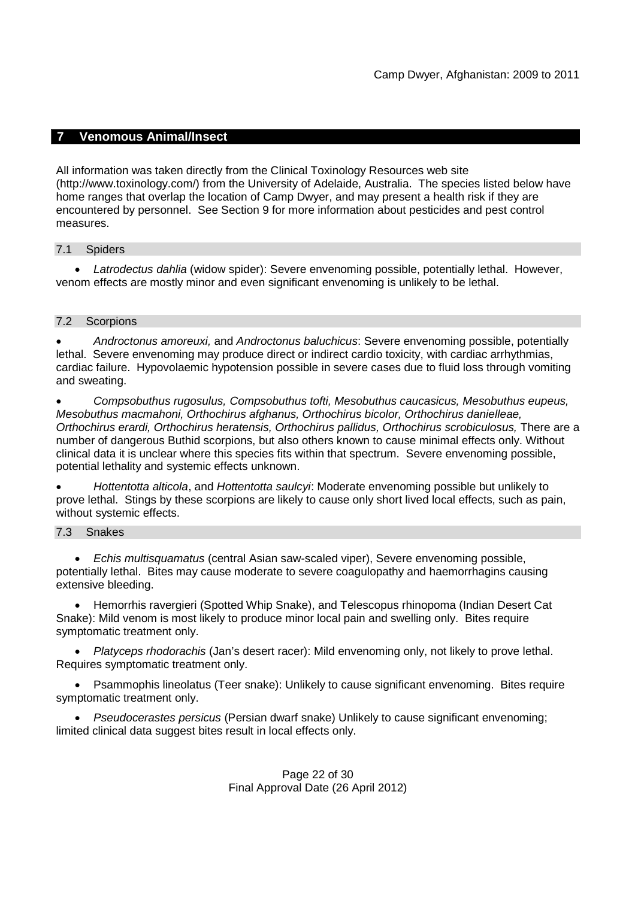## 7 Venomous Animal/Insect

All information was taken directly from the Clinical Toxinology Resources web site (http://www.toxinology.com/) from the University of Adelaide, Australia. The species listed below have home ranges that overlap the location of Camp Dwyer, and may present a health risk if they are encountered by personnel. See Section 9 for more information about pesticides and pest control measures.

### 7.1 Spiders

- *Latrodectus dahlia* (widow spider): Severe envenoming possible, potentially lethal. However, venom effects are mostly minor and even significant envenoming is unlikely to be lethal.

### 7.2 Scorpions

- *Androctonus amoreuxi,* and *Androctonus baluchicus*: Severe envenoming possible, potentially lethal. Severe envenoming may produce direct or indirect cardio toxicity, with cardiac arrhythmias, cardiac failure. Hypovolaemic hypotension possible in severe cases due to fluid loss through vomiting and sweating.
- *Compsobuthus rugosulus, Compsobuthus tofti, Mesobuthus caucasicus, Mesobuthus eupeus, Mesobuthus macmahoni, Orthochirus afghanus, Orthochirus bicolor, Orthochirus danielleae, Orthochirus erardi, Orthochirus heratensis, Orthochirus pallidus, Orthochirus scrobiculosus,* There are a number of dangerous Buthid scorpions, but also others known to cause minimal effects only. Without clinical data it is unclear where this species fits within that spectrum. Severe envenoming possible, potential lethality and systemic effects unknown.
- *Hottentotta alticola*, and *Hottentotta saulcyi*: Moderate envenoming possible but unlikely to prove lethal. Stings by these scorpions are likely to cause only short lived local effects, such as pain, without systemic effects.

### 7.3 Snakes

- *Echis multisquamatus* (central Asian saw-scaled viper), Severe envenoming possible, potentially lethal. Bites may cause moderate to severe coagulopathy and haemorrhagins causing extensive bleeding.
- Hemorrhis ravergieri (Spotted Whip Snake), and Telescopus rhinopoma (Indian Desert Cat Snake): Mild venom is most likely to produce minor local pain and swelling only. Bites require symptomatic treatment only.
- *Platyceps rhodorachis* (Jan's desert racer): Mild envenoming only, not likely to prove lethal. Requires symptomatic treatment only.
- Psammophis lineolatus (Teer snake): Unlikely to cause significant envenoming. Bites require symptomatic treatment only.
- *Pseudocerastes persicus* (Persian dwarf snake) Unlikely to cause significant envenoming; limited clinical data suggest bites result in local effects only.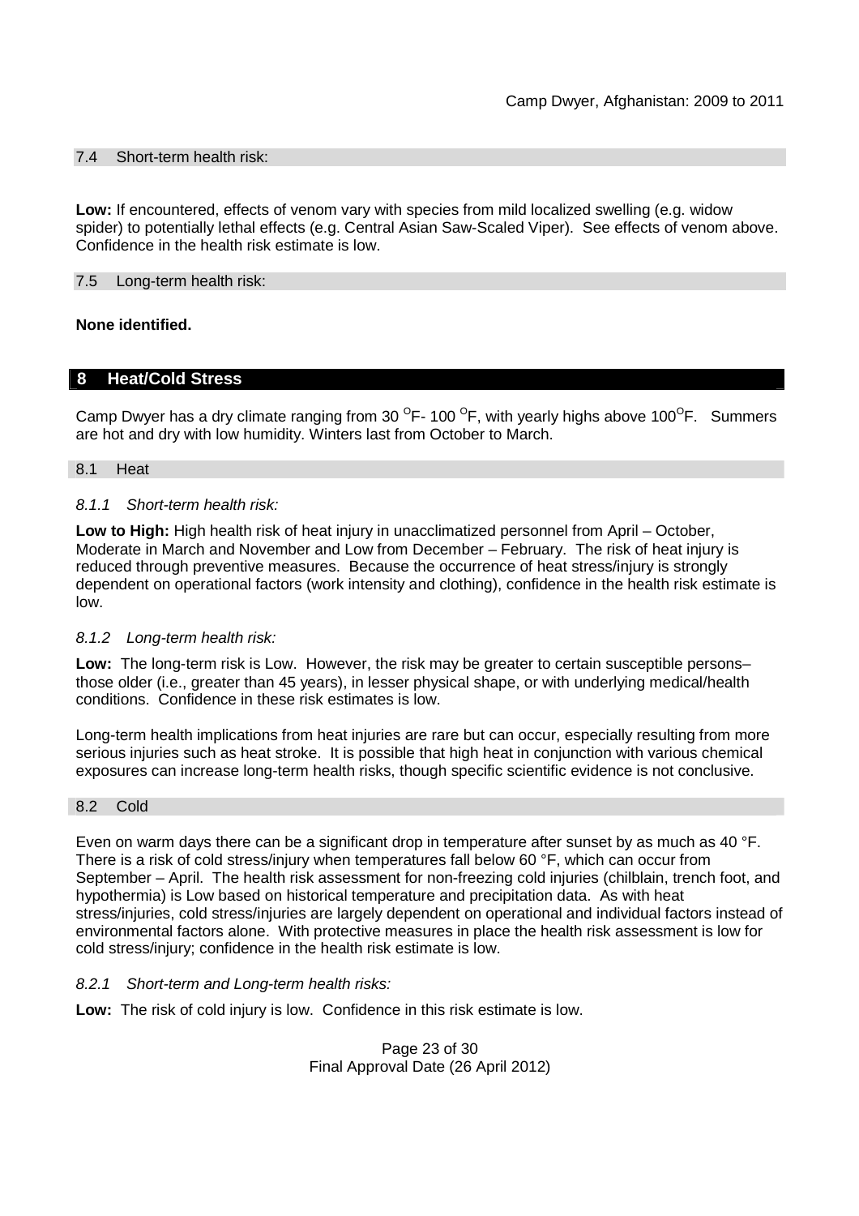### 7.4 Short-term health risk:

**Low:** If encountered, effects of venom vary with species from mild localized swelling (e.g. widow spider) to potentially lethal effects (e.g. Central Asian Saw-Scaled Viper). See effects of venom above. Confidence in the health risk estimate is low.

### 7.5 Long-term health risk:

**None identified.**

## 8 Heat/Cold Stress

Camp Dwyer has a dry climate ranging from 30 $^{O}$F- 100 $^{O}$F, with yearly highs above 100$^{O}$F. Summers are hot and dry with low humidity. Winters last from October to March.

### 8.1 Heat

#### *8.1.1 Short-term health risk:*

**Low to High:** High health risk of heat injury in unacclimatized personnel from April – October, Moderate in March and November and Low from December – February. The risk of heat injury is reduced through preventive measures. Because the occurrence of heat stress/injury is strongly dependent on operational factors (work intensity and clothing), confidence in the health risk estimate is low.

#### *8.1.2 Long-term health risk:*

**Low:** The long-term risk is Low. However, the risk may be greater to certain susceptible persons– those older (i.e., greater than 45 years), in lesser physical shape, or with underlying medical/health conditions. Confidence in these risk estimates is low.

Long-term health implications from heat injuries are rare but can occur, especially resulting from more serious injuries such as heat stroke. It is possible that high heat in conjunction with various chemical exposures can increase long-term health risks, though specific scientific evidence is not conclusive.

### 8.2 Cold

Even on warm days there can be a significant drop in temperature after sunset by as much as 40 °F. There is a risk of cold stress/injury when temperatures fall below 60 °F, which can occur from September – April. The health risk assessment for non-freezing cold injuries (chilblain, trench foot, and hypothermia) is Low based on historical temperature and precipitation data. As with heat stress/injuries, cold stress/injuries are largely dependent on operational and individual factors instead of environmental factors alone. With protective measures in place the health risk assessment is low for cold stress/injury; confidence in the health risk estimate is low.

#### *8.2.1 Short-term and Long-term health risks:*

**Low:** The risk of cold injury is low. Confidence in this risk estimate is low.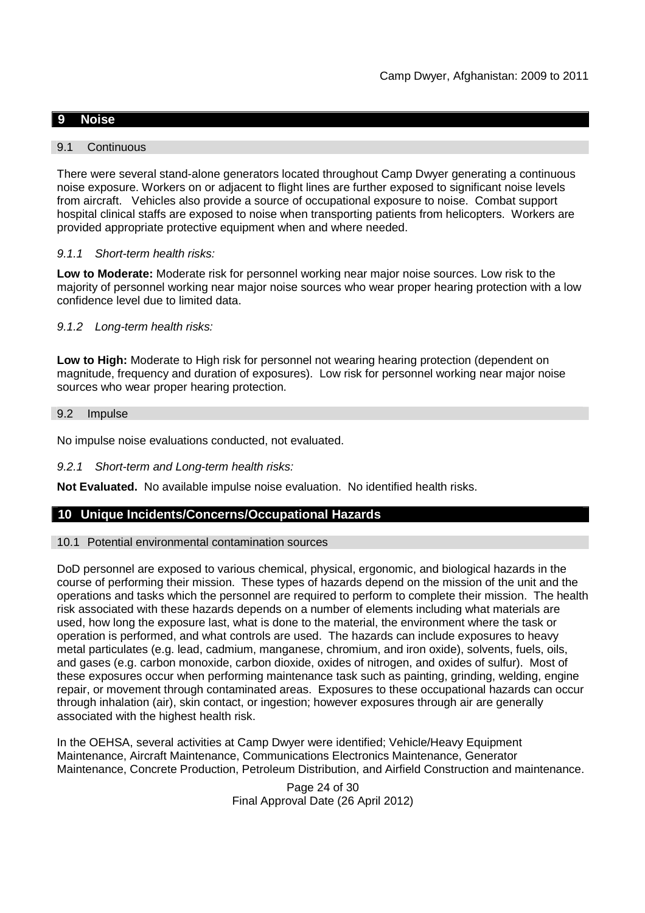## 9 Noise

### 9.1 Continuous

There were several stand-alone generators located throughout Camp Dwyer generating a continuous noise exposure. Workers on or adjacent to flight lines are further exposed to significant noise levels from aircraft. Vehicles also provide a source of occupational exposure to noise. Combat support hospital clinical staffs are exposed to noise when transporting patients from helicopters. Workers are provided appropriate protective equipment when and where needed.

#### *9.1.1 Short-term health risks:*

**Low to Moderate:** Moderate risk for personnel working near major noise sources. Low risk to the majority of personnel working near major noise sources who wear proper hearing protection with a low confidence level due to limited data.

#### *9.1.2 Long-term health risks:*

**Low to High:** Moderate to High risk for personnel not wearing hearing protection (dependent on magnitude, frequency and duration of exposures). Low risk for personnel working near major noise sources who wear proper hearing protection.

### 9.2 Impulse

No impulse noise evaluations conducted, not evaluated.

#### *9.2.1 Short-term and Long-term health risks:*

**Not Evaluated.** No available impulse noise evaluation. No identified health risks.

## 10 Unique Incidents/Concerns/Occupational Hazards

### 10.1 Potential environmental contamination sources

DoD personnel are exposed to various chemical, physical, ergonomic, and biological hazards in the course of performing their mission. These types of hazards depend on the mission of the unit and the operations and tasks which the personnel are required to perform to complete their mission. The health risk associated with these hazards depends on a number of elements including what materials are used, how long the exposure last, what is done to the material, the environment where the task or operation is performed, and what controls are used. The hazards can include exposures to heavy metal particulates (e.g. lead, cadmium, manganese, chromium, and iron oxide), solvents, fuels, oils, and gases (e.g. carbon monoxide, carbon dioxide, oxides of nitrogen, and oxides of sulfur). Most of these exposures occur when performing maintenance task such as painting, grinding, welding, engine repair, or movement through contaminated areas. Exposures to these occupational hazards can occur through inhalation (air), skin contact, or ingestion; however exposures through air are generally associated with the highest health risk.

In the OEHSA, several activities at Camp Dwyer were identified; Vehicle/Heavy Equipment Maintenance, Aircraft Maintenance, Communications Electronics Maintenance, Generator Maintenance, Concrete Production, Petroleum Distribution, and Airfield Construction and maintenance.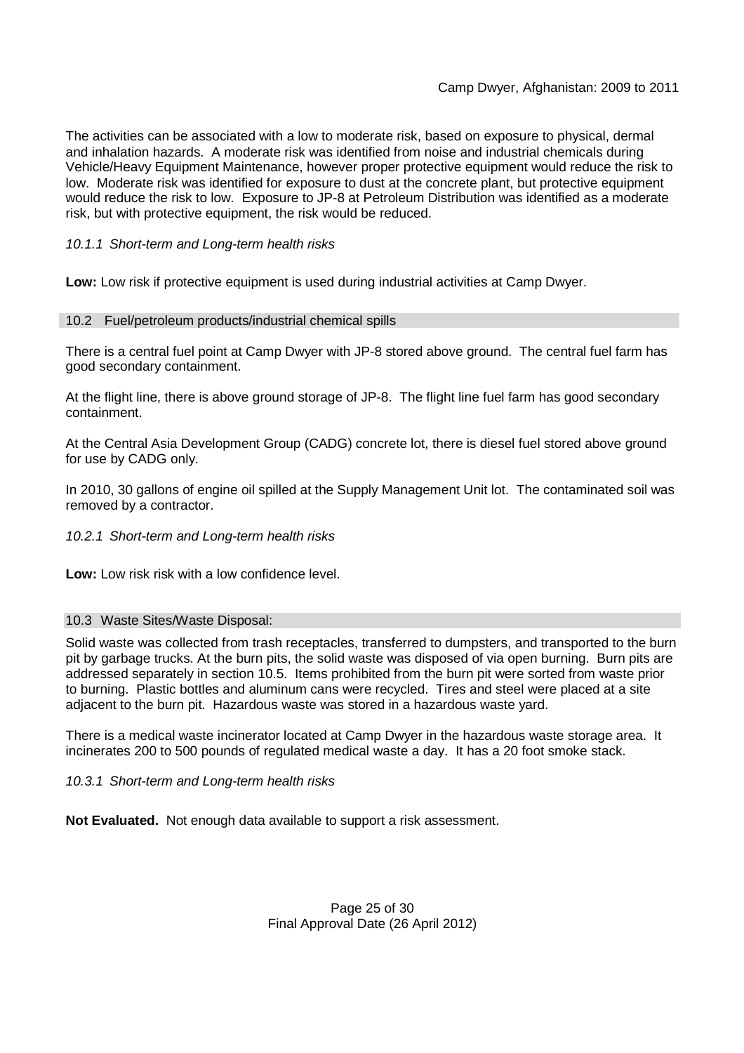The activities can be associated with a low to moderate risk, based on exposure to physical, dermal and inhalation hazards. A moderate risk was identified from noise and industrial chemicals during Vehicle/Heavy Equipment Maintenance, however proper protective equipment would reduce the risk to low. Moderate risk was identified for exposure to dust at the concrete plant, but protective equipment would reduce the risk to low. Exposure to JP-8 at Petroleum Distribution was identified as a moderate risk, but with protective equipment, the risk would be reduced.

#### *10.1.1 Short-term and Long-term health risks*

**Low:** Low risk if protective equipment is used during industrial activities at Camp Dwyer.

### 10.2 Fuel/petroleum products/industrial chemical spills

There is a central fuel point at Camp Dwyer with JP-8 stored above ground. The central fuel farm has good secondary containment.

At the flight line, there is above ground storage of JP-8. The flight line fuel farm has good secondary containment.

At the Central Asia Development Group (CADG) concrete lot, there is diesel fuel stored above ground for use by CADG only.

In 2010, 30 gallons of engine oil spilled at the Supply Management Unit lot. The contaminated soil was removed by a contractor.

#### *10.2.1 Short-term and Long-term health risks*

**Low:** Low risk risk with a low confidence level.

### 10.3 Waste Sites/Waste Disposal:

Solid waste was collected from trash receptacles, transferred to dumpsters, and transported to the burn pit by garbage trucks. At the burn pits, the solid waste was disposed of via open burning. Burn pits are addressed separately in section 10.5. Items prohibited from the burn pit were sorted from waste prior to burning. Plastic bottles and aluminum cans were recycled. Tires and steel were placed at a site adjacent to the burn pit. Hazardous waste was stored in a hazardous waste yard.

There is a medical waste incinerator located at Camp Dwyer in the hazardous waste storage area. It incinerates 200 to 500 pounds of regulated medical waste a day. It has a 20 foot smoke stack.

#### *10.3.1 Short-term and Long-term health risks*

**Not Evaluated.** Not enough data available to support a risk assessment.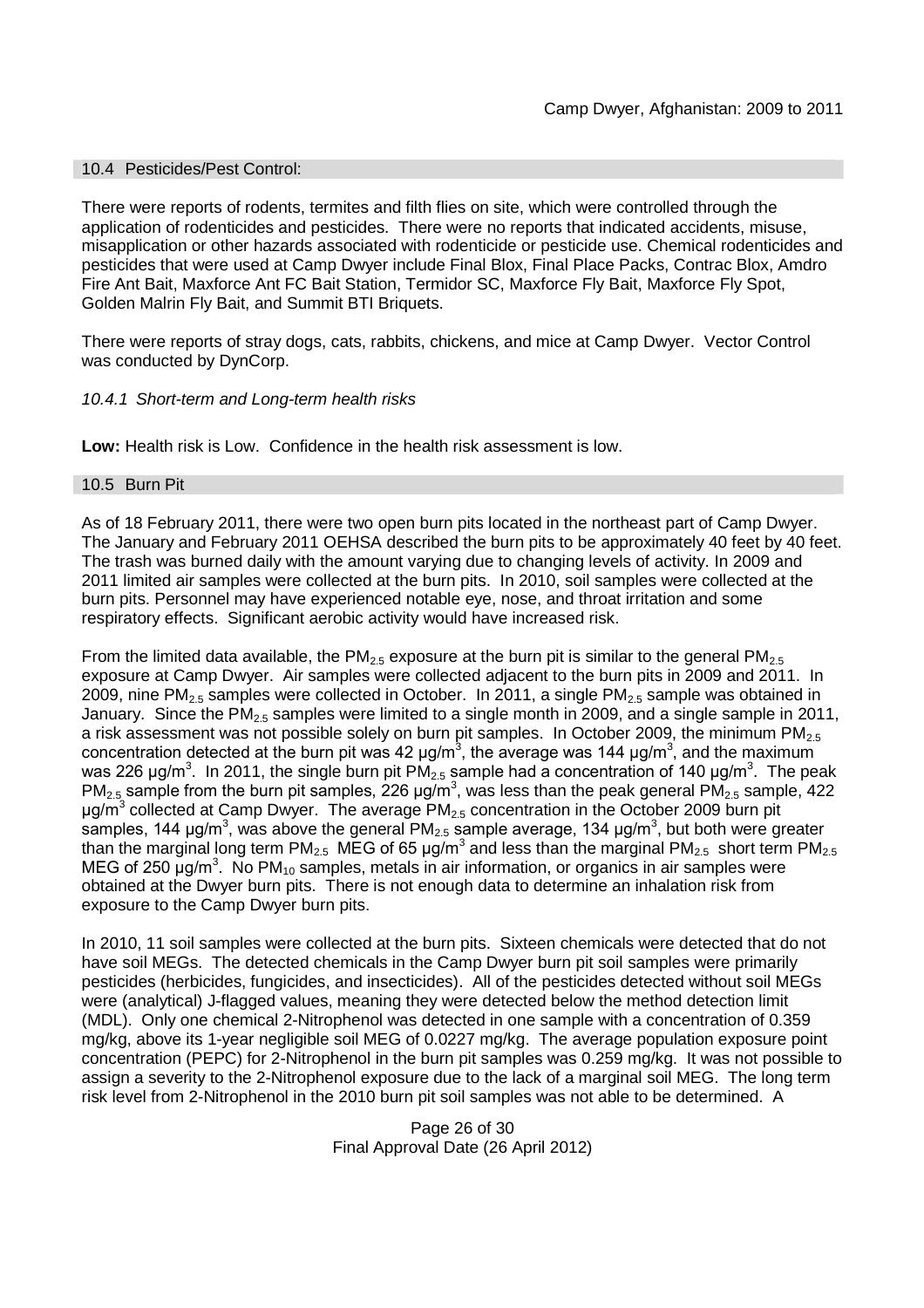### 10.4 Pesticides/Pest Control:

There were reports of rodents, termites and filth flies on site, which were controlled through the application of rodenticides and pesticides. There were no reports that indicated accidents, misuse, misapplication or other hazards associated with rodenticide or pesticide use. Chemical rodenticides and pesticides that were used at Camp Dwyer include Final Blox, Final Place Packs, Contrac Blox, Amdro Fire Ant Bait, Maxforce Ant FC Bait Station, Termidor SC, Maxforce Fly Bait, Maxforce Fly Spot, Golden Malrin Fly Bait, and Summit BTI Briquets.

There were reports of stray dogs, cats, rabbits, chickens, and mice at Camp Dwyer. Vector Control was conducted by DynCorp.

#### *10.4.1 Short-term and Long-term health risks*

**Low:** Health risk is Low. Confidence in the health risk assessment is low.

### 10.5 Burn Pit

As of 18 February 2011, there were two open burn pits located in the northeast part of Camp Dwyer. The January and February 2011 OEHSA described the burn pits to be approximately 40 feet by 40 feet. The trash was burned daily with the amount varying due to changing levels of activity. In 2009 and 2011 limited air samples were collected at the burn pits. In 2010, soil samples were collected at the burn pits. Personnel may have experienced notable eye, nose, and throat irritation and some respiratory effects. Significant aerobic activity would have increased risk.

From the limited data available, the $PM_{2.5}$ exposure at the burn pit is similar to the general $PM_{2.5}$ exposure at Camp Dwyer. Air samples were collected adjacent to the burn pits in 2009 and 2011. In 2009, nine $PM_{2.5}$ samples were collected in October. In 2011, a single $PM_{2.5}$ sample was obtained in January. Since the $PM_{2.5}$ samples were limited to a single month in 2009, and a single sample in 2011, a risk assessment was not possible solely on burn pit samples. In October 2009, the minimum $PM_{2.5}$ concentration detected at the burn pit was 42 $\mu g/m^3$, the average was 144 $\mu g/m^3$, and the maximum was 226 $\mu g/m^3$. In 2011, the single burn pit $PM_{2.5}$ sample had a concentration of 140 $\mu g/m^3$. The peak $PM_{2.5}$ sample from the burn pit samples, 226 $\mu g/m^3$, was less than the peak general $PM_{2.5}$ sample, 422 $\mu g/m^3$ collected at Camp Dwyer. The average $PM_{2.5}$ concentration in the October 2009 burn pit samples, 144 $\mu g/m^3$, was above the general $PM_{2.5}$ sample average, 134 $\mu g/m^3$, but both were greater than the marginal long term $PM_{2.5}$ MEG of 65 $\mu g/m^3$ and less than the marginal $PM_{2.5}$ short term $PM_{2.5}$ MEG of 250 $\mu g/m^3$. No $PM_{10}$ samples, metals in air information, or organics in air samples were obtained at the Dwyer burn pits. There is not enough data to determine an inhalation risk from exposure to the Camp Dwyer burn pits.

In 2010, 11 soil samples were collected at the burn pits. Sixteen chemicals were detected that do not have soil MEGs. The detected chemicals in the Camp Dwyer burn pit soil samples were primarily pesticides (herbicides, fungicides, and insecticides). All of the pesticides detected without soil MEGs were (analytical) J-flagged values, meaning they were detected below the method detection limit (MDL). Only one chemical 2-Nitrophenol was detected in one sample with a concentration of 0.359 mg/kg, above its 1-year negligible soil MEG of 0.0227 mg/kg. The average population exposure point concentration (PEPC) for 2-Nitrophenol in the burn pit samples was 0.259 mg/kg. It was not possible to assign a severity to the 2-Nitrophenol exposure due to the lack of a marginal soil MEG. The long term risk level from 2-Nitrophenol in the 2010 burn pit soil samples was not able to be determined. A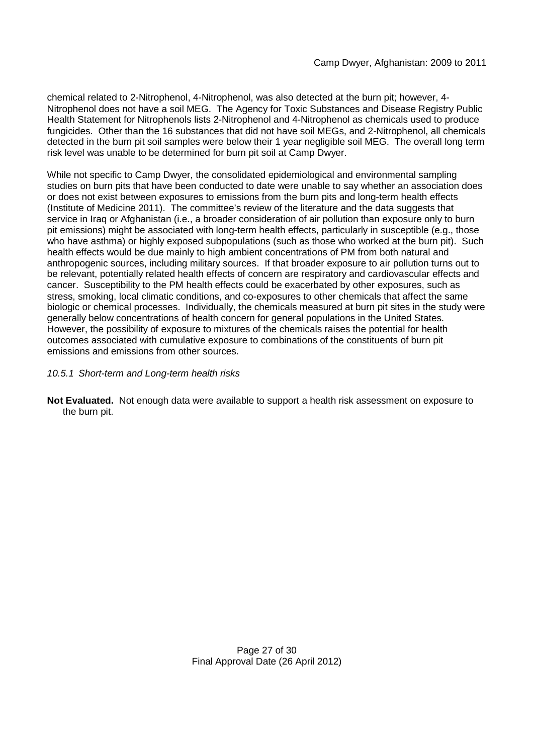chemical related to 2-Nitrophenol, 4-Nitrophenol, was also detected at the burn pit; however, 4-Nitrophenol does not have a soil MEG. The Agency for Toxic Substances and Disease Registry Public Health Statement for Nitrophenols lists 2-Nitrophenol and 4-Nitrophenol as chemicals used to produce fungicides. Other than the 16 substances that did not have soil MEGs, and 2-Nitrophenol, all chemicals detected in the burn pit soil samples were below their 1 year negligible soil MEG. The overall long term risk level was unable to be determined for burn pit soil at Camp Dwyer.

While not specific to Camp Dwyer, the consolidated epidemiological and environmental sampling studies on burn pits that have been conducted to date were unable to say whether an association does or does not exist between exposures to emissions from the burn pits and long-term health effects (Institute of Medicine 2011). The committee's review of the literature and the data suggests that service in Iraq or Afghanistan (i.e., a broader consideration of air pollution than exposure only to burn pit emissions) might be associated with long-term health effects, particularly in susceptible (e.g., those who have asthma) or highly exposed subpopulations (such as those who worked at the burn pit). Such health effects would be due mainly to high ambient concentrations of PM from both natural and anthropogenic sources, including military sources. If that broader exposure to air pollution turns out to be relevant, potentially related health effects of concern are respiratory and cardiovascular effects and cancer. Susceptibility to the PM health effects could be exacerbated by other exposures, such as stress, smoking, local climatic conditions, and co-exposures to other chemicals that affect the same biologic or chemical processes. Individually, the chemicals measured at burn pit sites in the study were generally below concentrations of health concern for general populations in the United States. However, the possibility of exposure to mixtures of the chemicals raises the potential for health outcomes associated with cumulative exposure to combinations of the constituents of burn pit emissions and emissions from other sources.

*10.5.1 Short-term and Long-term health risks*

**Not Evaluated.** Not enough data were available to support a health risk assessment on exposure to the burn pit.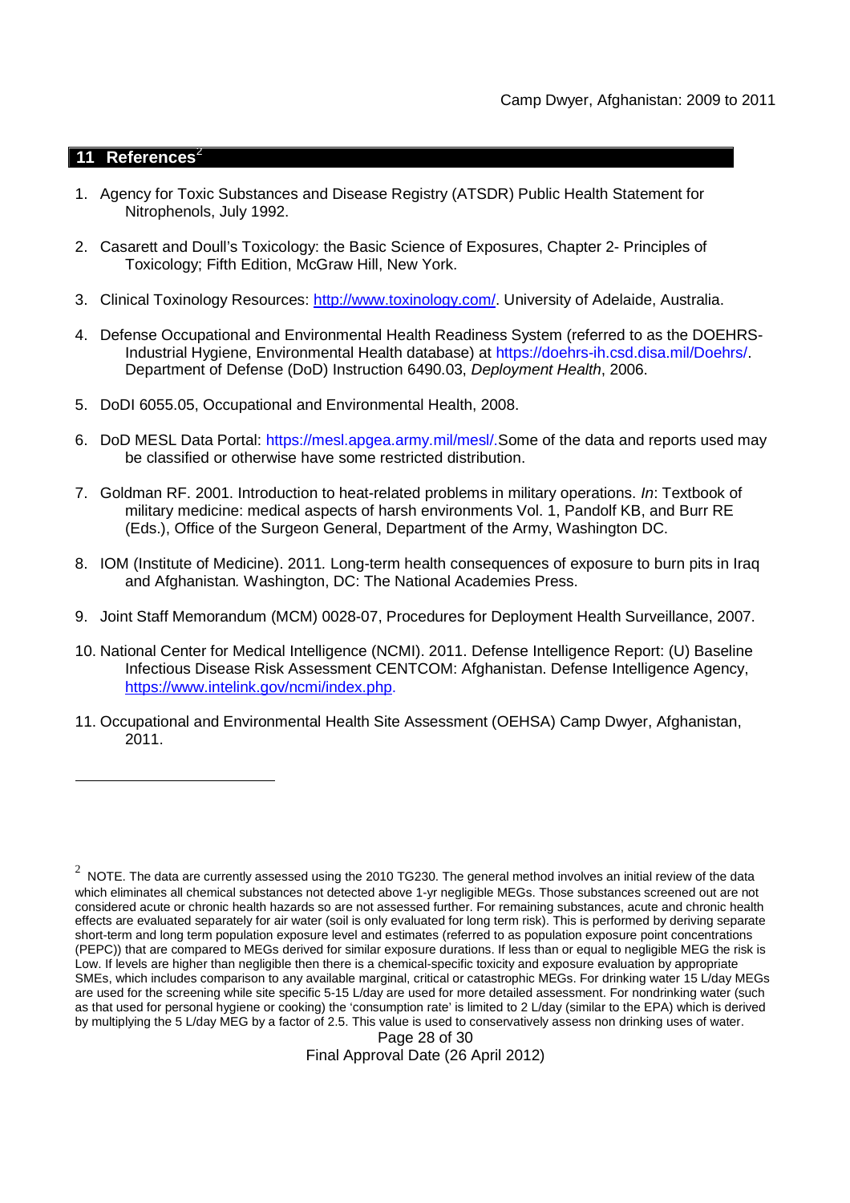## 11 References[2]

1. Agency for Toxic Substances and Disease Registry (ATSDR) Public Health Statement for Nitrophenols, July 1992.

2. Casarett and Doull's Toxicology: the Basic Science of Exposures, Chapter 2- Principles of Toxicology; Fifth Edition, McGraw Hill, New York.

3. Clinical Toxinology Resources: http://www.toxinology.com/. University of Adelaide, Australia.

4. Defense Occupational and Environmental Health Readiness System (referred to as the DOEHRS-Industrial Hygiene, Environmental Health database) at https://doehrs-ih.csd.disa.mil/Doehrs/. Department of Defense (DoD) Instruction 6490.03, *Deployment Health*, 2006.

5. DoDI 6055.05, Occupational and Environmental Health, 2008.

6. DoD MESL Data Portal: https://mesl.apgea.army.mil/mesl/.Some of the data and reports used may be classified or otherwise have some restricted distribution.

7. Goldman RF. 2001. Introduction to heat-related problems in military operations. *In*: Textbook of military medicine: medical aspects of harsh environments Vol. 1, Pandolf KB, and Burr RE (Eds.), Office of the Surgeon General, Department of the Army, Washington DC.

8. IOM (Institute of Medicine). 2011. Long-term health consequences of exposure to burn pits in Iraq and Afghanistan*.* Washington, DC: The National Academies Press.

9. Joint Staff Memorandum (MCM) 0028-07, Procedures for Deployment Health Surveillance, 2007.

10. National Center for Medical Intelligence (NCMI). 2011. Defense Intelligence Report: (U) Baseline Infectious Disease Risk Assessment CENTCOM: Afghanistan. Defense Intelligence Agency, https://www.intelink.gov/ncmi/index.php.

11. Occupational and Environmental Health Site Assessment (OEHSA) Camp Dwyer, Afghanistan, 2011.

---

[2] NOTE. The data are currently assessed using the 2010 TG230. The general method involves an initial review of the data which eliminates all chemical substances not detected above 1-yr negligible MEGs. Those substances screened out are not considered acute or chronic health hazards so are not assessed further. For remaining substances, acute and chronic health effects are evaluated separately for air water (soil is only evaluated for long term risk). This is performed by deriving separate short-term and long term population exposure level and estimates (referred to as population exposure point concentrations (PEPC)) that are compared to MEGs derived for similar exposure durations. If less than or equal to negligible MEG the risk is Low. If levels are higher than negligible then there is a chemical-specific toxicity and exposure evaluation by appropriate SMEs, which includes comparison to any available marginal, critical or catastrophic MEGs. For drinking water 15 L/day MEGs are used for the screening while site specific 5-15 L/day are used for more detailed assessment. For nondrinking water (such as that used for personal hygiene or cooking) the 'consumption rate' is limited to 2 L/day (similar to the EPA) which is derived by multiplying the 5 L/day MEG by a factor of 2.5. This value is used to conservatively assess non drinking uses of water.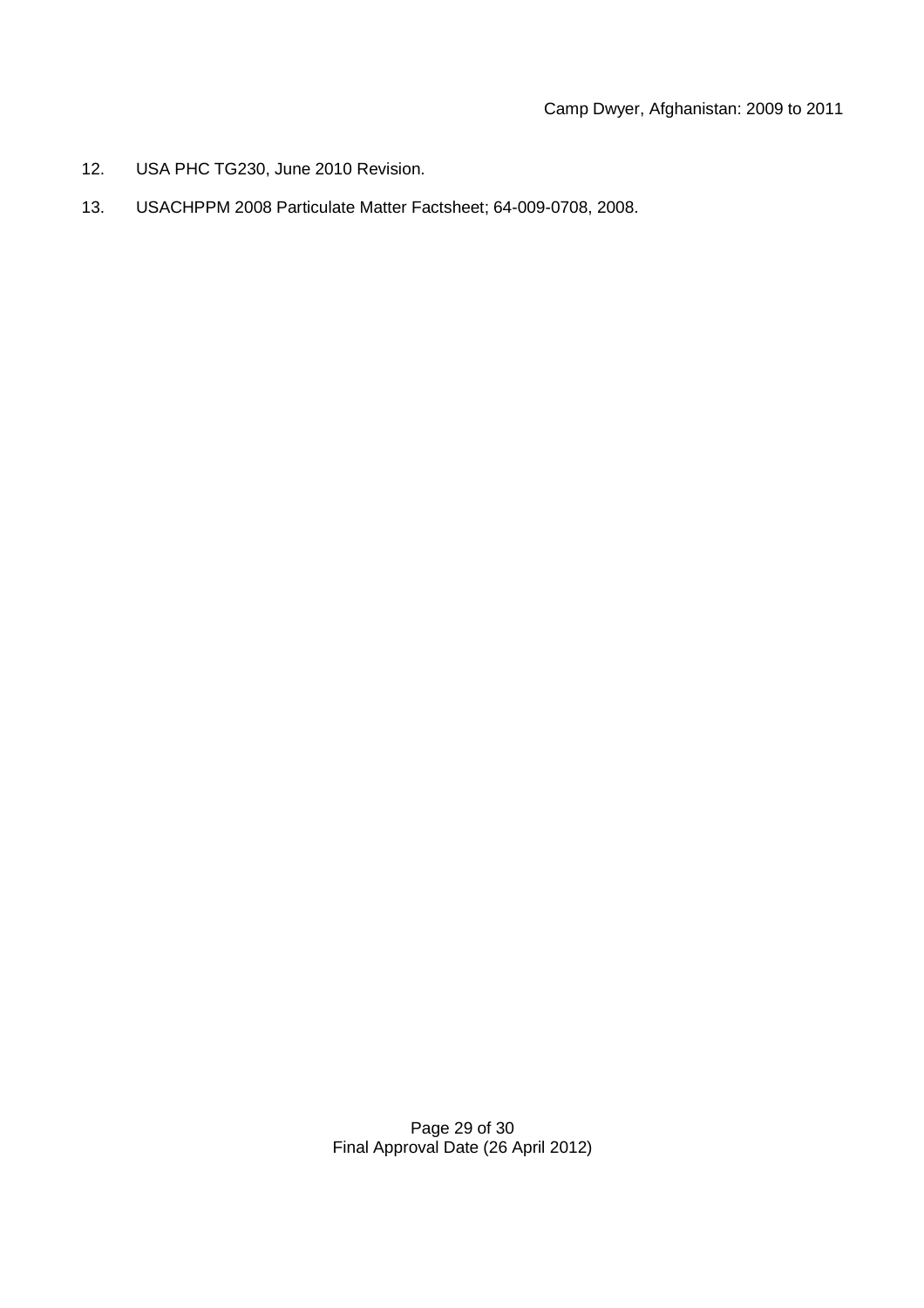12. USA PHC TG230, June 2010 Revision.

13. USACHPPM 2008 Particulate Matter Factsheet; 64-009-0708, 2008.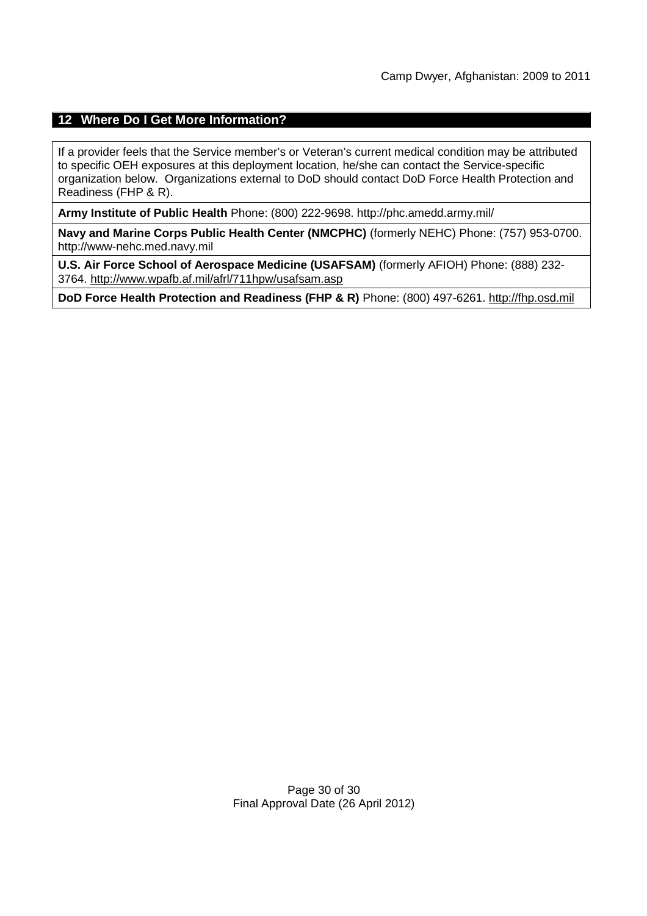## 12 Where Do I Get More Information?

If a provider feels that the Service member's or Veteran's current medical condition may be attributed to specific OEH exposures at this deployment location, he/she can contact the Service-specific organization below. Organizations external to DoD should contact DoD Force Health Protection and Readiness (FHP & R).

**Army Institute of Public Health** Phone: (800) 222-9698. http://phc.amedd.army.mil/

**Navy and Marine Corps Public Health Center (NMCPHC)** (formerly NEHC) Phone: (757) 953-0700. http://www-nehc.med.navy.mil

**U.S. Air Force School of Aerospace Medicine (USAFSAM)** (formerly AFIOH) Phone: (888) 232-3764. http://www.wpafb.af.mil/afrl/711hpw/usafsam.asp

**DoD Force Health Protection and Readiness (FHP & R)** Phone: (800) 497-6261. http://fhp.osd.mil